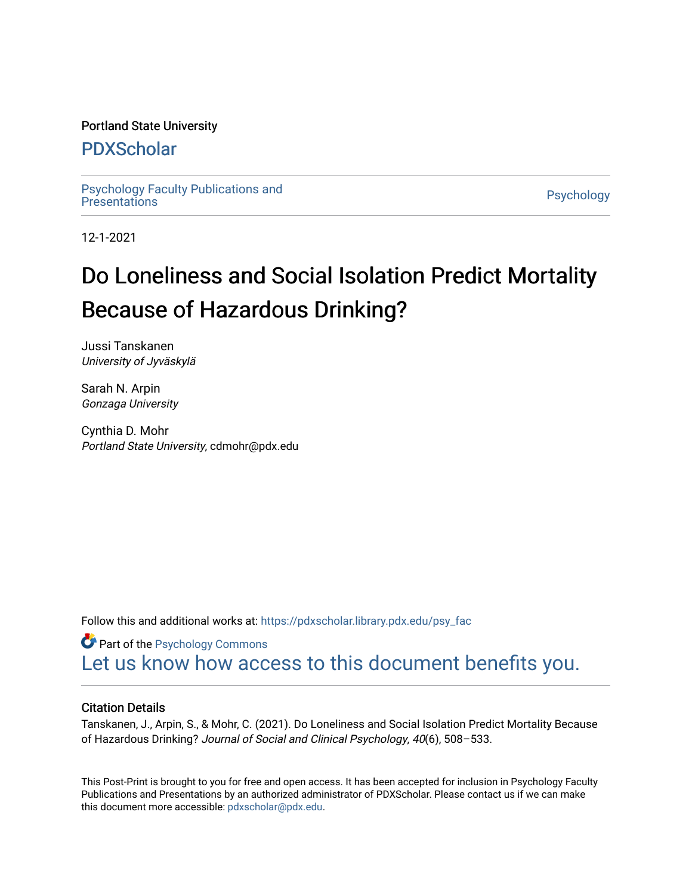Portland State University

# PDXScholar

Psychology Faculty Publications and Presentations

Psychology

12-1-2021

# Do Loneliness and Social Isolation Predict Mortality Because of Hazardous Drinking?

Jussi Tanskanen
*University of Jyväskylä*

Sarah N. Arpin
*Gonzaga University*

Cynthia D. Mohr
*Portland State University*, cdmohr@pdx.edu

Follow this and additional works at: https://pdxscholar.library.pdx.edu/psy_fac

Part of the Psychology Commons

Let us know how access to this document benefits you.

## Citation Details

Tanskanen, J., Arpin, S., & Mohr, C. (2021). Do Loneliness and Social Isolation Predict Mortality Because of Hazardous Drinking? *Journal of Social and Clinical Psychology*, *40*(6), 508–533.

This Post-Print is brought to you for free and open access. It has been accepted for inclusion in Psychology Faculty Publications and Presentations by an authorized administrator of PDXScholar. Please contact us if we can make this document more accessible: pdxscholar@pdx.edu.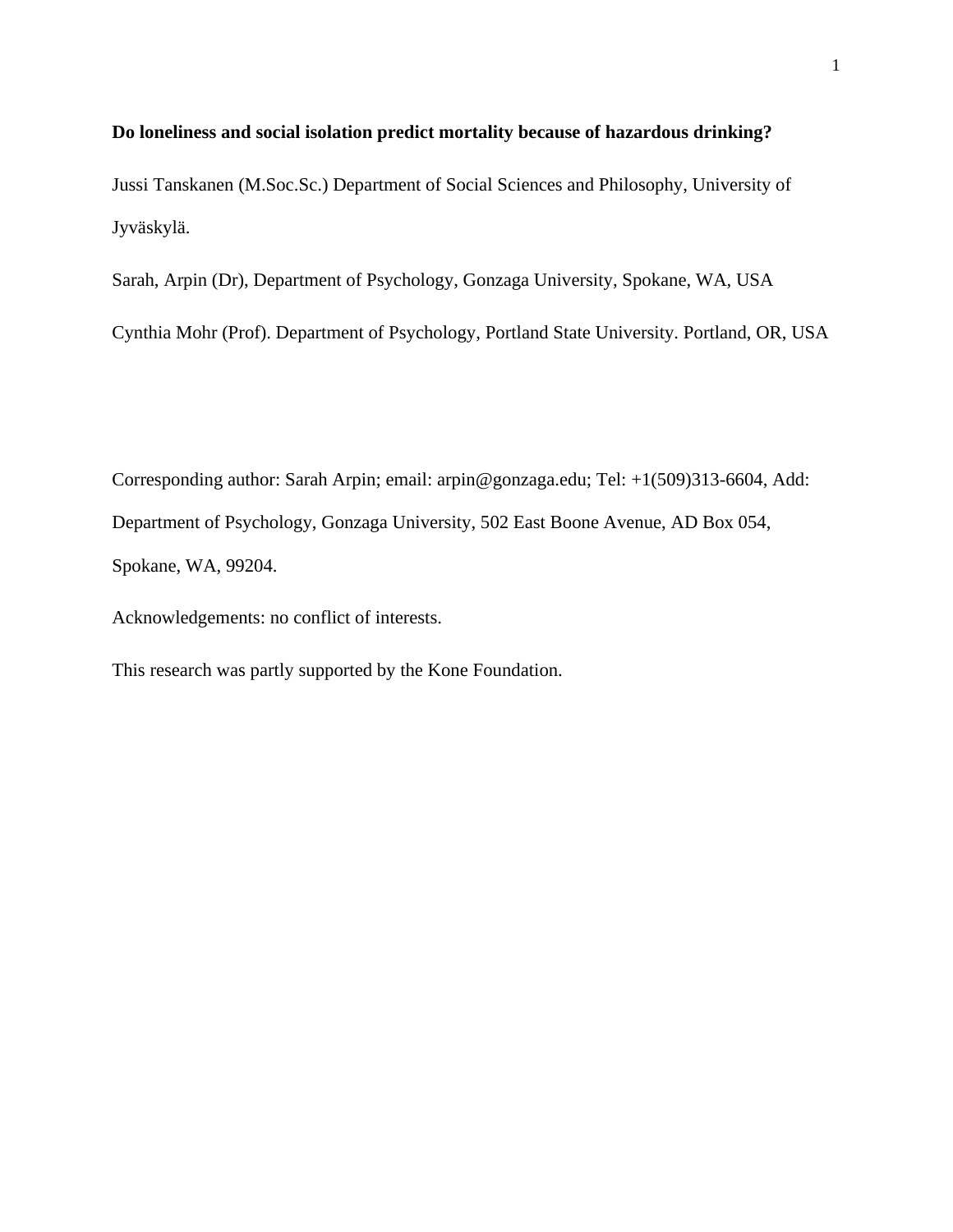**Do loneliness and social isolation predict mortality because of hazardous drinking?**

Jussi Tanskanen (M.Soc.Sc.) Department of Social Sciences and Philosophy, University of Jyväskylä.

Sarah, Arpin (Dr), Department of Psychology, Gonzaga University, Spokane, WA, USA

Cynthia Mohr (Prof). Department of Psychology, Portland State University. Portland, OR, USA

Corresponding author: Sarah Arpin; email: arpin@gonzaga.edu; Tel: +1(509)313-6604, Add: Department of Psychology, Gonzaga University, 502 East Boone Avenue, AD Box 054, Spokane, WA, 99204.

Acknowledgements: no conflict of interests.

This research was partly supported by the Kone Foundation.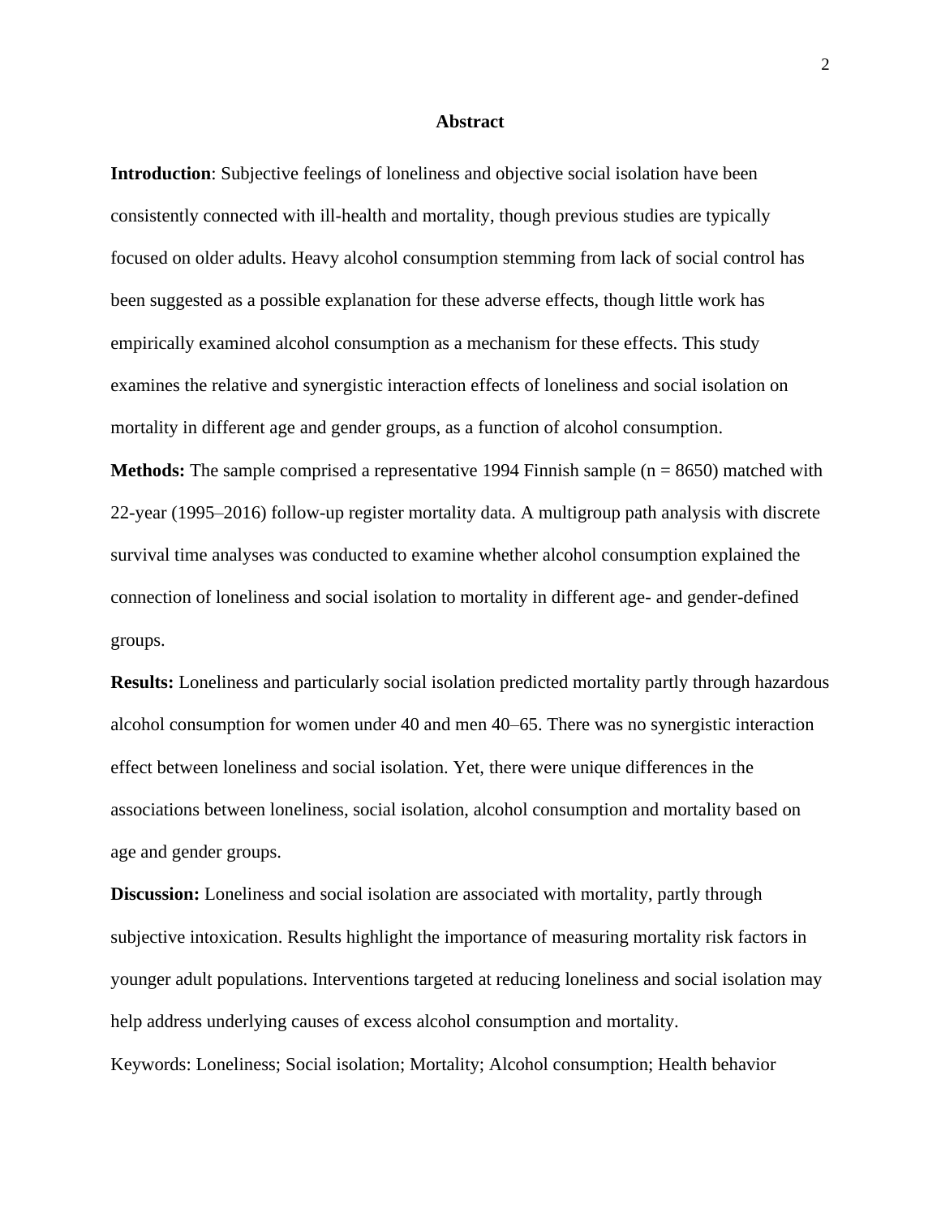# Abstract

**Introduction**: Subjective feelings of loneliness and objective social isolation have been consistently connected with ill-health and mortality, though previous studies are typically focused on older adults. Heavy alcohol consumption stemming from lack of social control has been suggested as a possible explanation for these adverse effects, though little work has empirically examined alcohol consumption as a mechanism for these effects. This study examines the relative and synergistic interaction effects of loneliness and social isolation on mortality in different age and gender groups, as a function of alcohol consumption.

**Methods:** The sample comprised a representative 1994 Finnish sample (n = 8650) matched with 22-year (1995–2016) follow-up register mortality data. A multigroup path analysis with discrete survival time analyses was conducted to examine whether alcohol consumption explained the connection of loneliness and social isolation to mortality in different age- and gender-defined groups.

**Results:** Loneliness and particularly social isolation predicted mortality partly through hazardous alcohol consumption for women under 40 and men 40–65. There was no synergistic interaction effect between loneliness and social isolation. Yet, there were unique differences in the associations between loneliness, social isolation, alcohol consumption and mortality based on age and gender groups.

**Discussion:** Loneliness and social isolation are associated with mortality, partly through subjective intoxication. Results highlight the importance of measuring mortality risk factors in younger adult populations. Interventions targeted at reducing loneliness and social isolation may help address underlying causes of excess alcohol consumption and mortality.

Keywords: Loneliness; Social isolation; Mortality; Alcohol consumption; Health behavior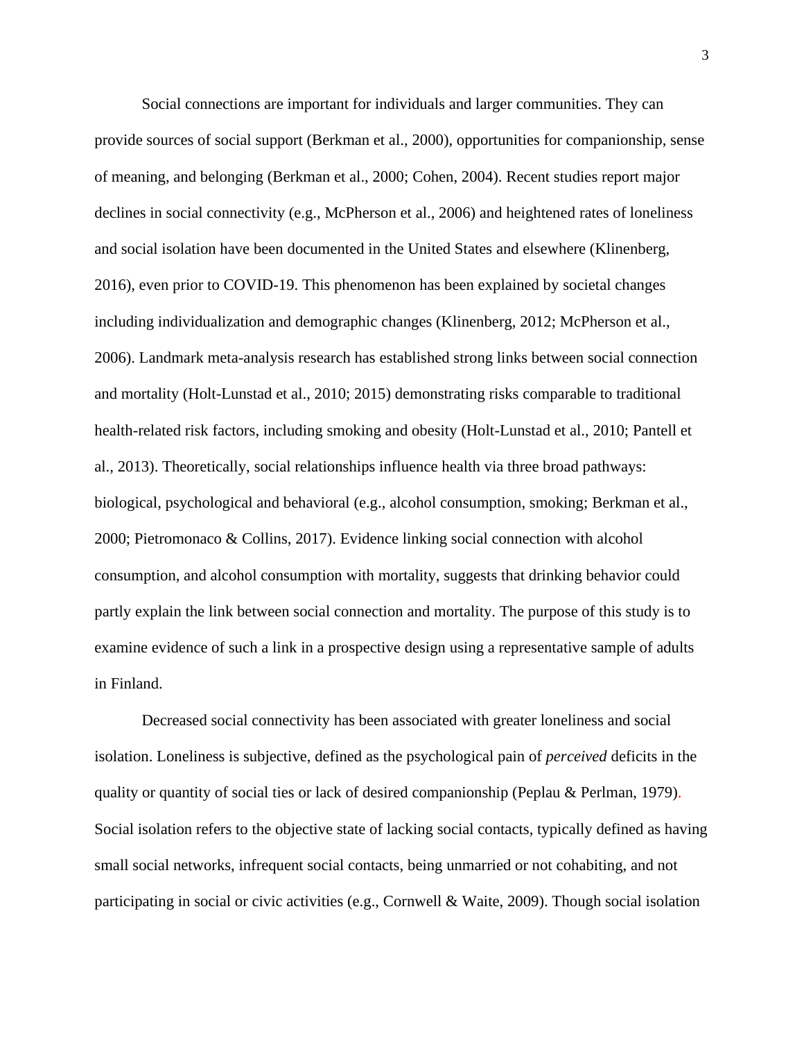Social connections are important for individuals and larger communities. They can provide sources of social support (Berkman et al., 2000), opportunities for companionship, sense of meaning, and belonging (Berkman et al., 2000; Cohen, 2004). Recent studies report major declines in social connectivity (e.g., McPherson et al., 2006) and heightened rates of loneliness and social isolation have been documented in the United States and elsewhere (Klinenberg, 2016), even prior to COVID-19. This phenomenon has been explained by societal changes including individualization and demographic changes (Klinenberg, 2012; McPherson et al., 2006). Landmark meta-analysis research has established strong links between social connection and mortality (Holt-Lunstad et al., 2010; 2015) demonstrating risks comparable to traditional health-related risk factors, including smoking and obesity (Holt-Lunstad et al., 2010; Pantell et al., 2013). Theoretically, social relationships influence health via three broad pathways: biological, psychological and behavioral (e.g., alcohol consumption, smoking; Berkman et al., 2000; Pietromonaco & Collins, 2017). Evidence linking social connection with alcohol consumption, and alcohol consumption with mortality, suggests that drinking behavior could partly explain the link between social connection and mortality. The purpose of this study is to examine evidence of such a link in a prospective design using a representative sample of adults in Finland.

Decreased social connectivity has been associated with greater loneliness and social isolation. Loneliness is subjective, defined as the psychological pain of *perceived* deficits in the quality or quantity of social ties or lack of desired companionship (Peplau & Perlman, 1979). Social isolation refers to the objective state of lacking social contacts, typically defined as having small social networks, infrequent social contacts, being unmarried or not cohabiting, and not participating in social or civic activities (e.g., Cornwell & Waite, 2009). Though social isolation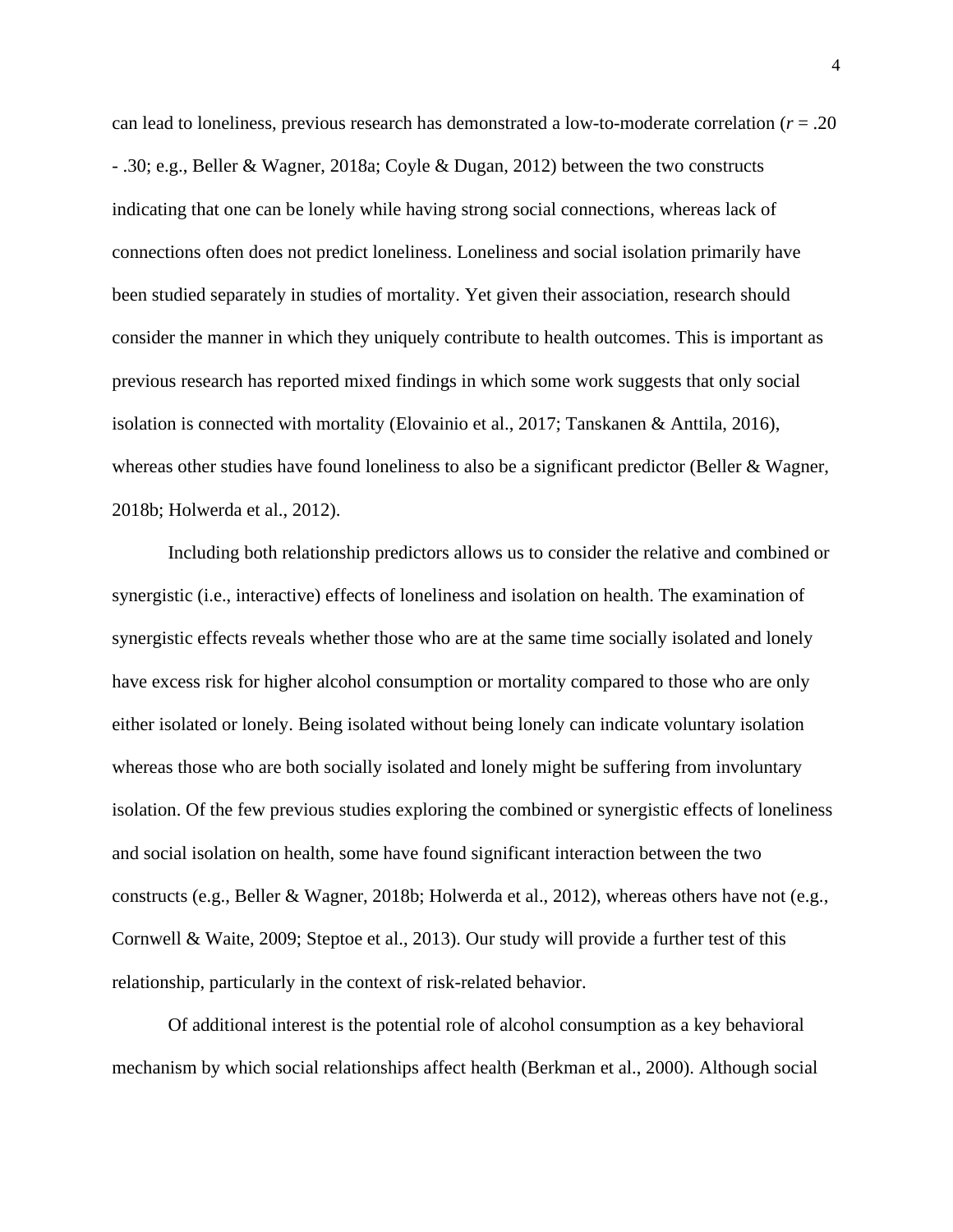can lead to loneliness, previous research has demonstrated a low-to-moderate correlation ($r$ = .20 - .30; e.g., Beller & Wagner, 2018a; Coyle & Dugan, 2012) between the two constructs indicating that one can be lonely while having strong social connections, whereas lack of connections often does not predict loneliness. Loneliness and social isolation primarily have been studied separately in studies of mortality. Yet given their association, research should consider the manner in which they uniquely contribute to health outcomes. This is important as previous research has reported mixed findings in which some work suggests that only social isolation is connected with mortality (Elovainio et al., 2017; Tanskanen & Anttila, 2016), whereas other studies have found loneliness to also be a significant predictor (Beller & Wagner, 2018b; Holwerda et al., 2012).

Including both relationship predictors allows us to consider the relative and combined or synergistic (i.e., interactive) effects of loneliness and isolation on health. The examination of synergistic effects reveals whether those who are at the same time socially isolated and lonely have excess risk for higher alcohol consumption or mortality compared to those who are only either isolated or lonely. Being isolated without being lonely can indicate voluntary isolation whereas those who are both socially isolated and lonely might be suffering from involuntary isolation. Of the few previous studies exploring the combined or synergistic effects of loneliness and social isolation on health, some have found significant interaction between the two constructs (e.g., Beller & Wagner, 2018b; Holwerda et al., 2012), whereas others have not (e.g., Cornwell & Waite, 2009; Steptoe et al., 2013). Our study will provide a further test of this relationship, particularly in the context of risk-related behavior.

Of additional interest is the potential role of alcohol consumption as a key behavioral mechanism by which social relationships affect health (Berkman et al., 2000). Although social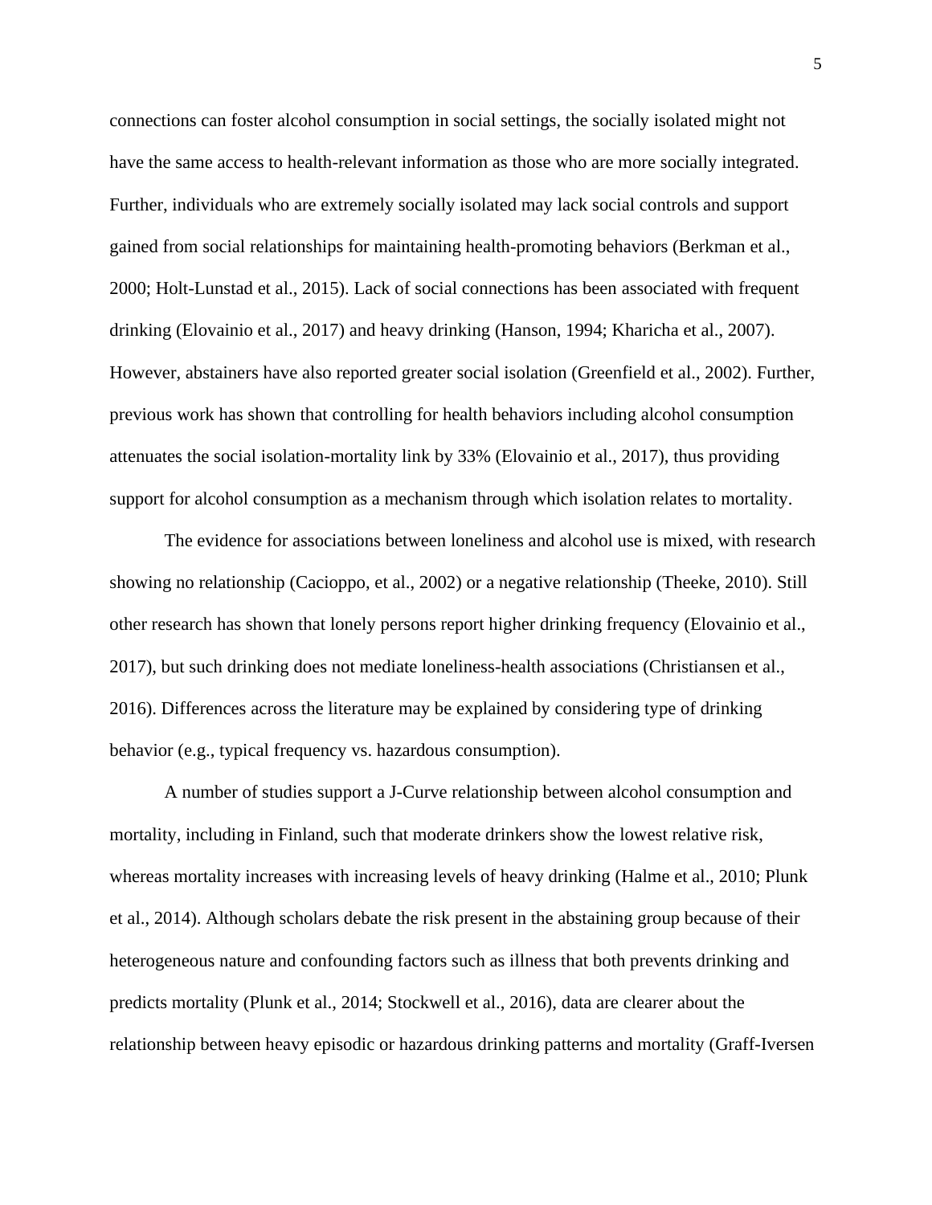connections can foster alcohol consumption in social settings, the socially isolated might not have the same access to health-relevant information as those who are more socially integrated. Further, individuals who are extremely socially isolated may lack social controls and support gained from social relationships for maintaining health-promoting behaviors (Berkman et al., 2000; Holt-Lunstad et al., 2015). Lack of social connections has been associated with frequent drinking (Elovainio et al., 2017) and heavy drinking (Hanson, 1994; Kharicha et al., 2007). However, abstainers have also reported greater social isolation (Greenfield et al., 2002). Further, previous work has shown that controlling for health behaviors including alcohol consumption attenuates the social isolation-mortality link by 33% (Elovainio et al., 2017), thus providing support for alcohol consumption as a mechanism through which isolation relates to mortality.

The evidence for associations between loneliness and alcohol use is mixed, with research showing no relationship (Cacioppo, et al., 2002) or a negative relationship (Theeke, 2010). Still other research has shown that lonely persons report higher drinking frequency (Elovainio et al., 2017), but such drinking does not mediate loneliness-health associations (Christiansen et al., 2016). Differences across the literature may be explained by considering type of drinking behavior (e.g., typical frequency vs. hazardous consumption).

A number of studies support a J-Curve relationship between alcohol consumption and mortality, including in Finland, such that moderate drinkers show the lowest relative risk, whereas mortality increases with increasing levels of heavy drinking (Halme et al., 2010; Plunk et al., 2014). Although scholars debate the risk present in the abstaining group because of their heterogeneous nature and confounding factors such as illness that both prevents drinking and predicts mortality (Plunk et al., 2014; Stockwell et al., 2016), data are clearer about the relationship between heavy episodic or hazardous drinking patterns and mortality (Graff-Iversen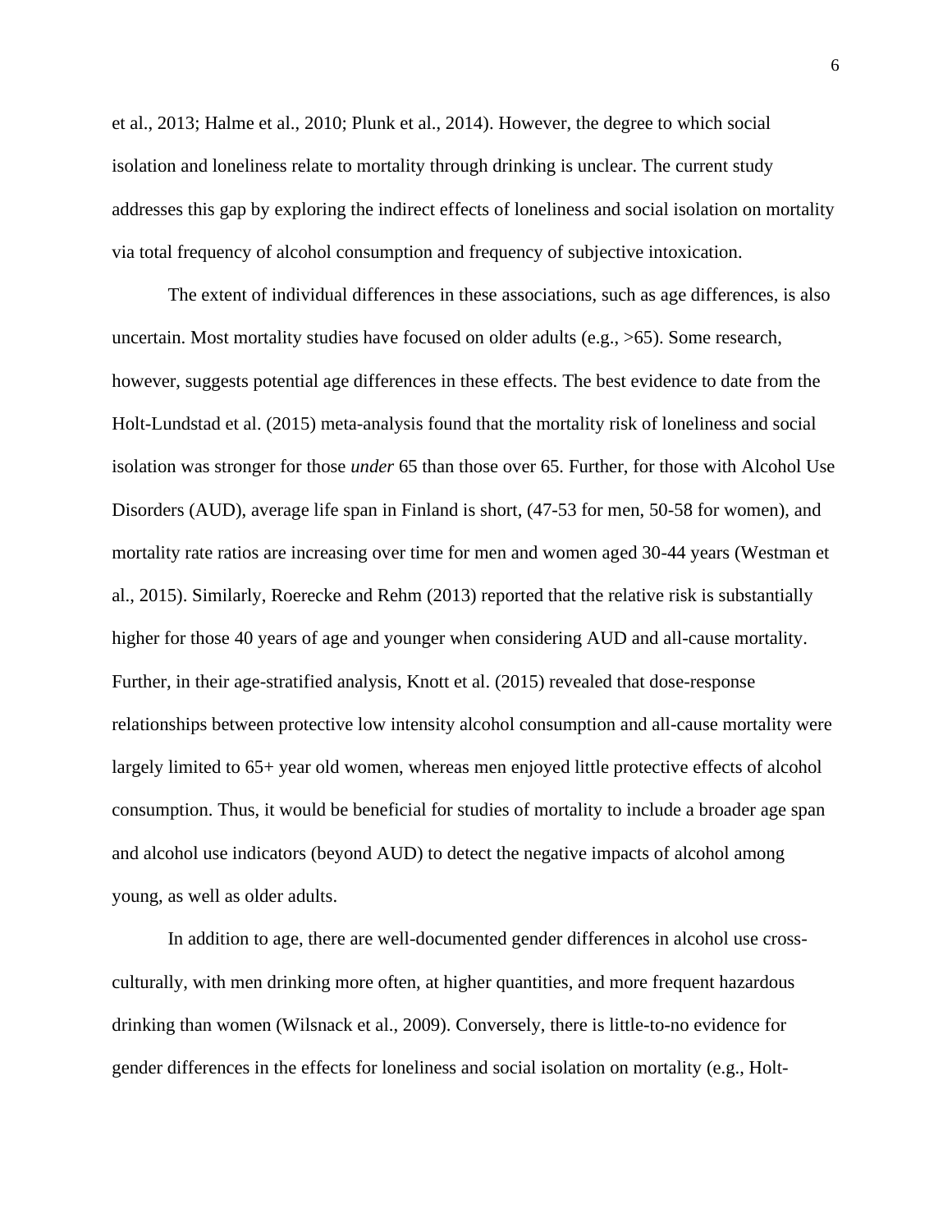et al., 2013; Halme et al., 2010; Plunk et al., 2014). However, the degree to which social isolation and loneliness relate to mortality through drinking is unclear. The current study addresses this gap by exploring the indirect effects of loneliness and social isolation on mortality via total frequency of alcohol consumption and frequency of subjective intoxication.

The extent of individual differences in these associations, such as age differences, is also uncertain. Most mortality studies have focused on older adults (e.g., >65). Some research, however, suggests potential age differences in these effects. The best evidence to date from the Holt-Lundstad et al. (2015) meta-analysis found that the mortality risk of loneliness and social isolation was stronger for those *under* 65 than those over 65. Further, for those with Alcohol Use Disorders (AUD), average life span in Finland is short, (47-53 for men, 50-58 for women), and mortality rate ratios are increasing over time for men and women aged 30-44 years (Westman et al., 2015). Similarly, Roerecke and Rehm (2013) reported that the relative risk is substantially higher for those 40 years of age and younger when considering AUD and all-cause mortality. Further, in their age-stratified analysis, Knott et al. (2015) revealed that dose-response relationships between protective low intensity alcohol consumption and all-cause mortality were largely limited to 65+ year old women, whereas men enjoyed little protective effects of alcohol consumption. Thus, it would be beneficial for studies of mortality to include a broader age span and alcohol use indicators (beyond AUD) to detect the negative impacts of alcohol among young, as well as older adults.

In addition to age, there are well-documented gender differences in alcohol use cross-culturally, with men drinking more often, at higher quantities, and more frequent hazardous drinking than women (Wilsnack et al., 2009). Conversely, there is little-to-no evidence for gender differences in the effects for loneliness and social isolation on mortality (e.g., Holt-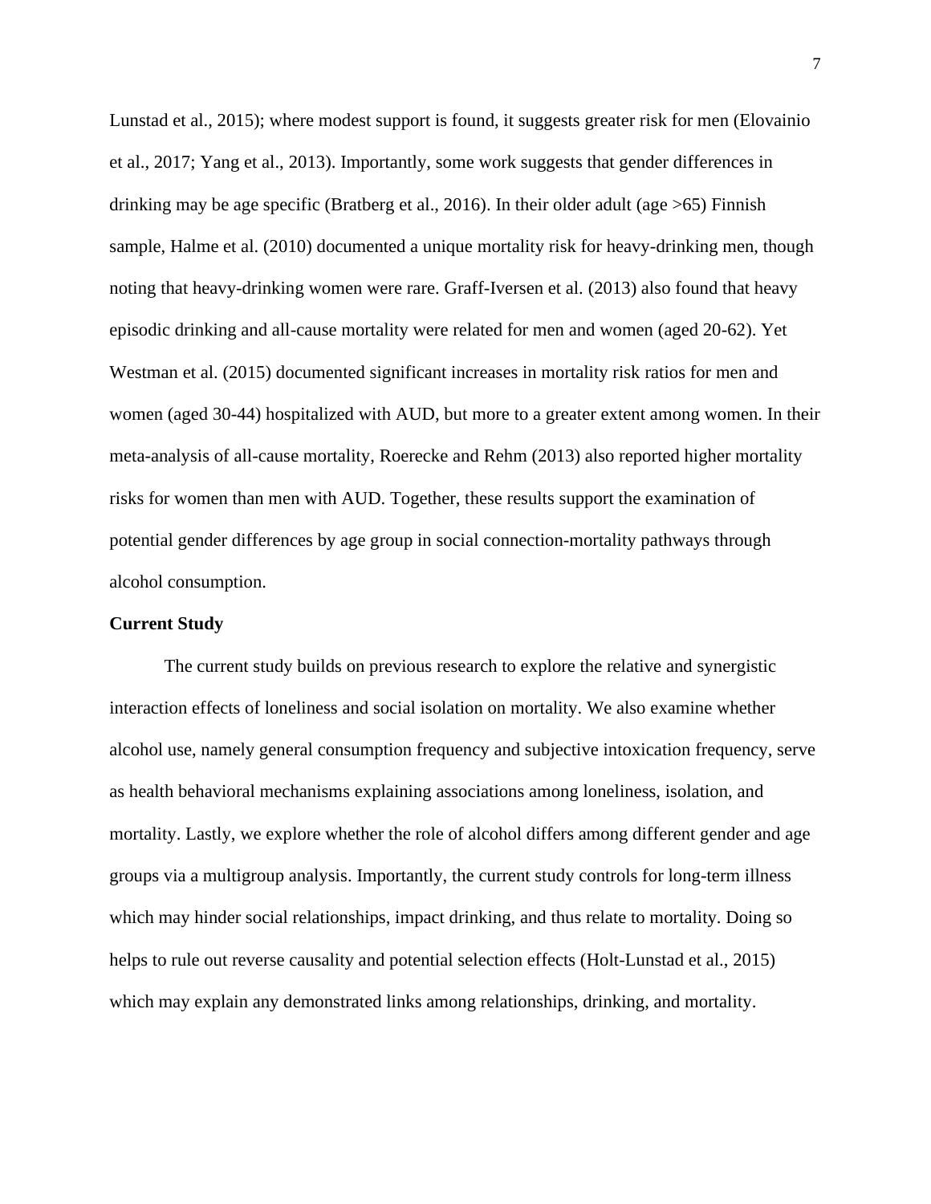Lunstad et al., 2015); where modest support is found, it suggests greater risk for men (Elovainio et al., 2017; Yang et al., 2013). Importantly, some work suggests that gender differences in drinking may be age specific (Bratberg et al., 2016). In their older adult (age >65) Finnish sample, Halme et al. (2010) documented a unique mortality risk for heavy-drinking men, though noting that heavy-drinking women were rare. Graff-Iversen et al. (2013) also found that heavy episodic drinking and all-cause mortality were related for men and women (aged 20-62). Yet Westman et al. (2015) documented significant increases in mortality risk ratios for men and women (aged 30-44) hospitalized with AUD, but more to a greater extent among women. In their meta-analysis of all-cause mortality, Roerecke and Rehm (2013) also reported higher mortality risks for women than men with AUD. Together, these results support the examination of potential gender differences by age group in social connection-mortality pathways through alcohol consumption.

**Current Study**

The current study builds on previous research to explore the relative and synergistic interaction effects of loneliness and social isolation on mortality. We also examine whether alcohol use, namely general consumption frequency and subjective intoxication frequency, serve as health behavioral mechanisms explaining associations among loneliness, isolation, and mortality. Lastly, we explore whether the role of alcohol differs among different gender and age groups via a multigroup analysis. Importantly, the current study controls for long-term illness which may hinder social relationships, impact drinking, and thus relate to mortality. Doing so helps to rule out reverse causality and potential selection effects (Holt-Lunstad et al., 2015) which may explain any demonstrated links among relationships, drinking, and mortality.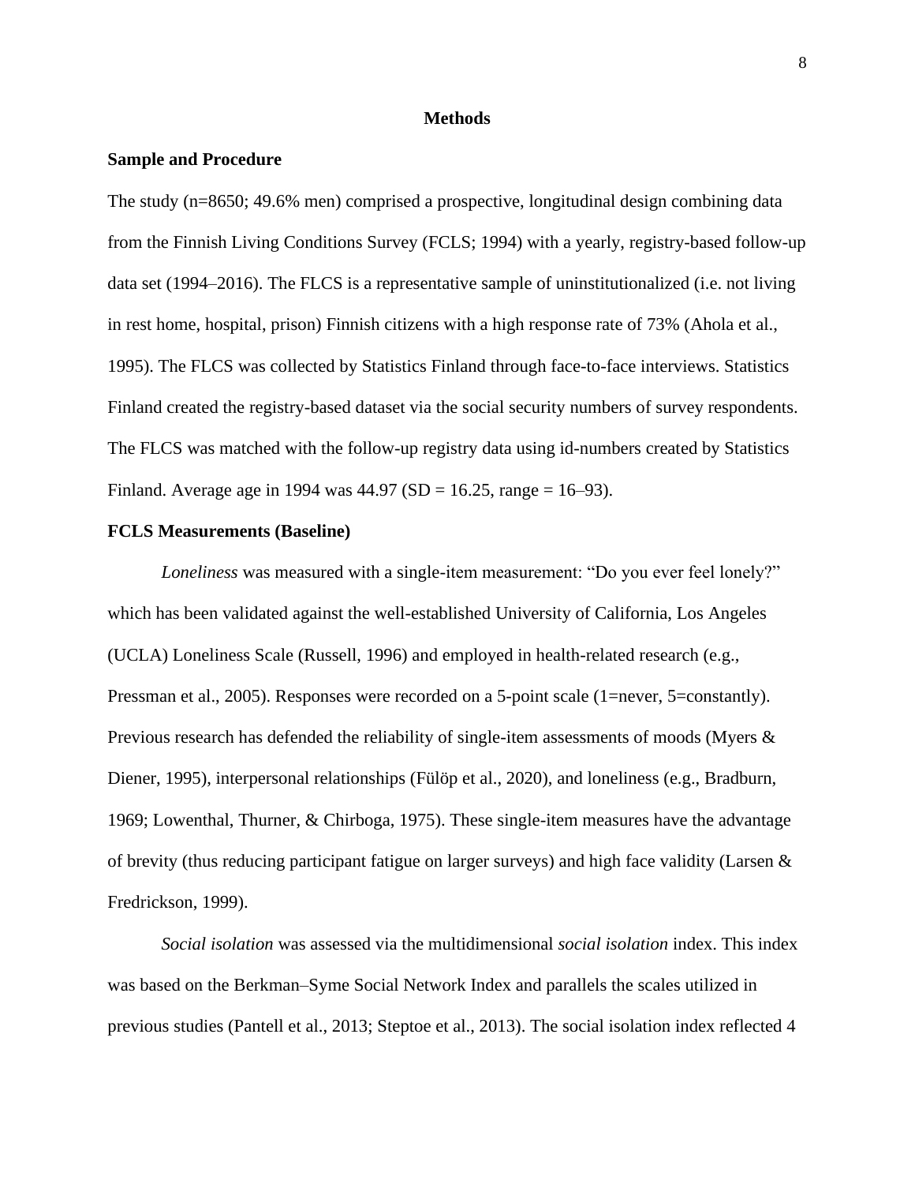## Methods

### Sample and Procedure

The study (n=8650; 49.6% men) comprised a prospective, longitudinal design combining data from the Finnish Living Conditions Survey (FCLS; 1994) with a yearly, registry-based follow-up data set (1994–2016). The FLCS is a representative sample of uninstitutionalized (i.e. not living in rest home, hospital, prison) Finnish citizens with a high response rate of 73% (Ahola et al., 1995). The FLCS was collected by Statistics Finland through face-to-face interviews. Statistics Finland created the registry-based dataset via the social security numbers of survey respondents. The FLCS was matched with the follow-up registry data using id-numbers created by Statistics Finland. Average age in 1994 was 44.97 (SD = 16.25, range = 16–93).

### FCLS Measurements (Baseline)

*Loneliness* was measured with a single-item measurement: "Do you ever feel lonely?" which has been validated against the well-established University of California, Los Angeles (UCLA) Loneliness Scale (Russell, 1996) and employed in health-related research (e.g., Pressman et al., 2005). Responses were recorded on a 5-point scale (1=never, 5=constantly). Previous research has defended the reliability of single-item assessments of moods (Myers & Diener, 1995), interpersonal relationships (Fülöp et al., 2020), and loneliness (e.g., Bradburn, 1969; Lowenthal, Thurner, & Chirboga, 1975). These single-item measures have the advantage of brevity (thus reducing participant fatigue on larger surveys) and high face validity (Larsen & Fredrickson, 1999).

*Social isolation* was assessed via the multidimensional *social isolation* index. This index was based on the Berkman–Syme Social Network Index and parallels the scales utilized in previous studies (Pantell et al., 2013; Steptoe et al., 2013). The social isolation index reflected 4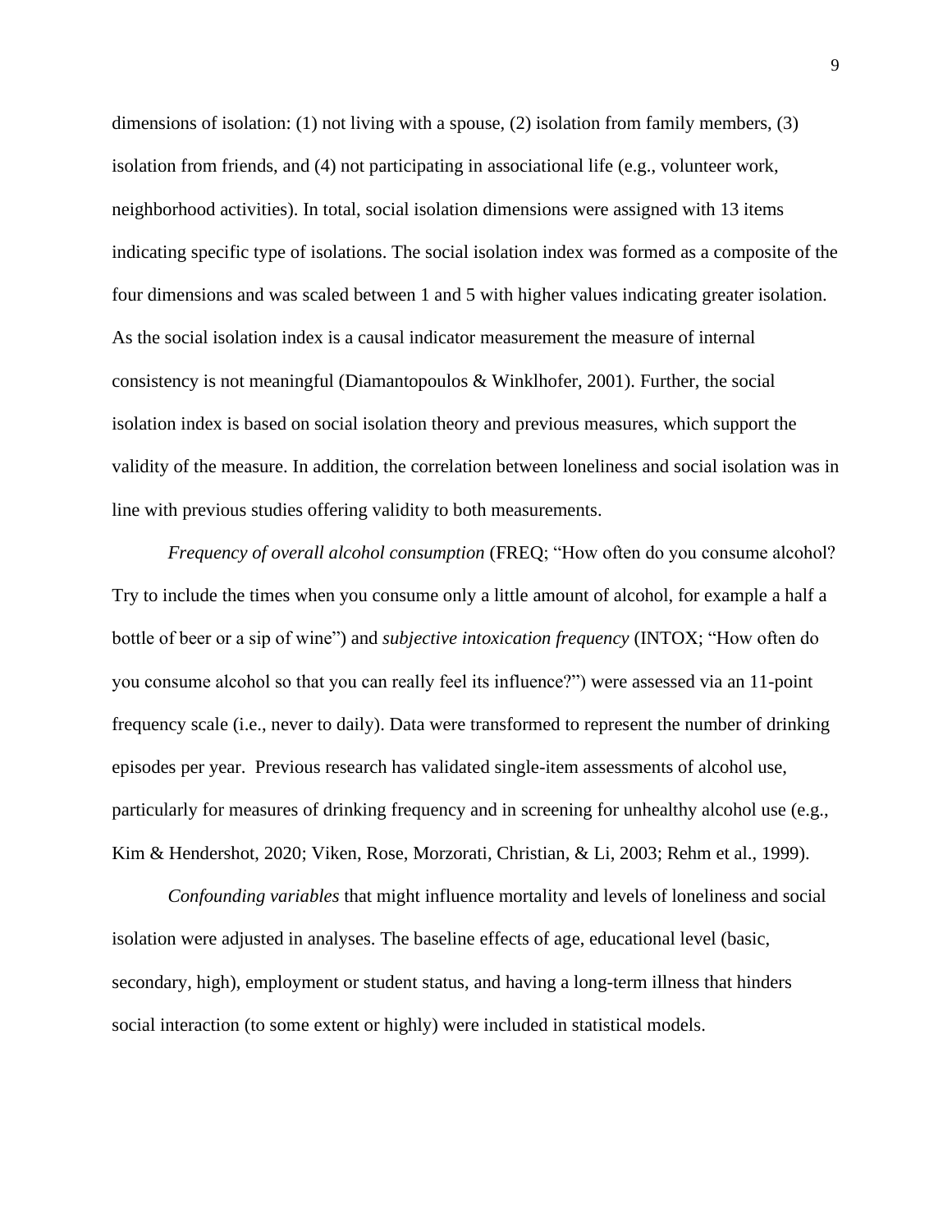dimensions of isolation: (1) not living with a spouse, (2) isolation from family members, (3) isolation from friends, and (4) not participating in associational life (e.g., volunteer work, neighborhood activities). In total, social isolation dimensions were assigned with 13 items indicating specific type of isolations. The social isolation index was formed as a composite of the four dimensions and was scaled between 1 and 5 with higher values indicating greater isolation. As the social isolation index is a causal indicator measurement the measure of internal consistency is not meaningful (Diamantopoulos & Winklhofer, 2001). Further, the social isolation index is based on social isolation theory and previous measures, which support the validity of the measure. In addition, the correlation between loneliness and social isolation was in line with previous studies offering validity to both measurements.

*Frequency of overall alcohol consumption* (FREQ; "How often do you consume alcohol? Try to include the times when you consume only a little amount of alcohol, for example a half a bottle of beer or a sip of wine") and *subjective intoxication frequency* (INTOX; "How often do you consume alcohol so that you can really feel its influence?") were assessed via an 11-point frequency scale (i.e., never to daily). Data were transformed to represent the number of drinking episodes per year. Previous research has validated single-item assessments of alcohol use, particularly for measures of drinking frequency and in screening for unhealthy alcohol use (e.g., Kim & Hendershot, 2020; Viken, Rose, Morzorati, Christian, & Li, 2003; Rehm et al., 1999).

*Confounding variables* that might influence mortality and levels of loneliness and social isolation were adjusted in analyses. The baseline effects of age, educational level (basic, secondary, high), employment or student status, and having a long-term illness that hinders social interaction (to some extent or highly) were included in statistical models.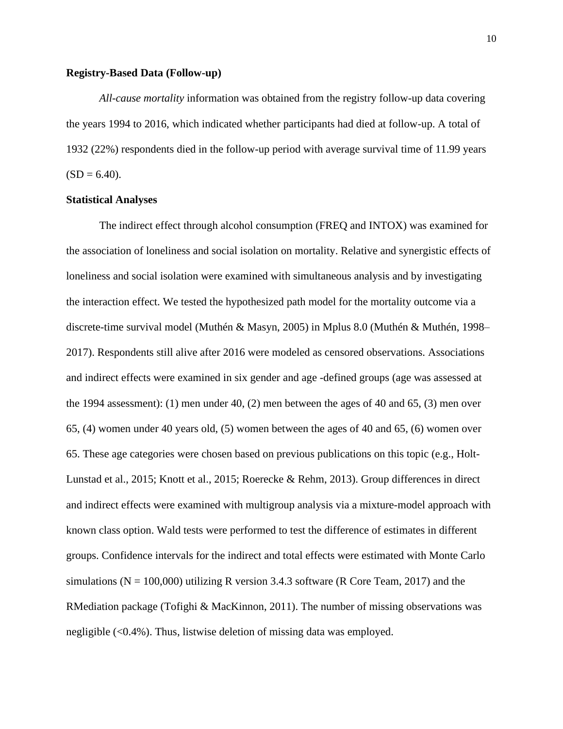**Registry-Based Data (Follow-up)**

*All-cause mortality* information was obtained from the registry follow-up data covering the years 1994 to 2016, which indicated whether participants had died at follow-up. A total of 1932 (22%) respondents died in the follow-up period with average survival time of 11.99 years (SD = 6.40).

**Statistical Analyses**

The indirect effect through alcohol consumption (FREQ and INTOX) was examined for the association of loneliness and social isolation on mortality. Relative and synergistic effects of loneliness and social isolation were examined with simultaneous analysis and by investigating the interaction effect. We tested the hypothesized path model for the mortality outcome via a discrete-time survival model (Muthén & Masyn, 2005) in Mplus 8.0 (Muthén & Muthén, 1998–2017). Respondents still alive after 2016 were modeled as censored observations. Associations and indirect effects were examined in six gender and age -defined groups (age was assessed at the 1994 assessment): (1) men under 40, (2) men between the ages of 40 and 65, (3) men over 65, (4) women under 40 years old, (5) women between the ages of 40 and 65, (6) women over 65. These age categories were chosen based on previous publications on this topic (e.g., Holt-Lunstad et al., 2015; Knott et al., 2015; Roerecke & Rehm, 2013). Group differences in direct and indirect effects were examined with multigroup analysis via a mixture-model approach with known class option. Wald tests were performed to test the difference of estimates in different groups. Confidence intervals for the indirect and total effects were estimated with Monte Carlo simulations (N = 100,000) utilizing R version 3.4.3 software (R Core Team, 2017) and the RMediation package (Tofighi & MacKinnon, 2011). The number of missing observations was negligible (<0.4%). Thus, listwise deletion of missing data was employed.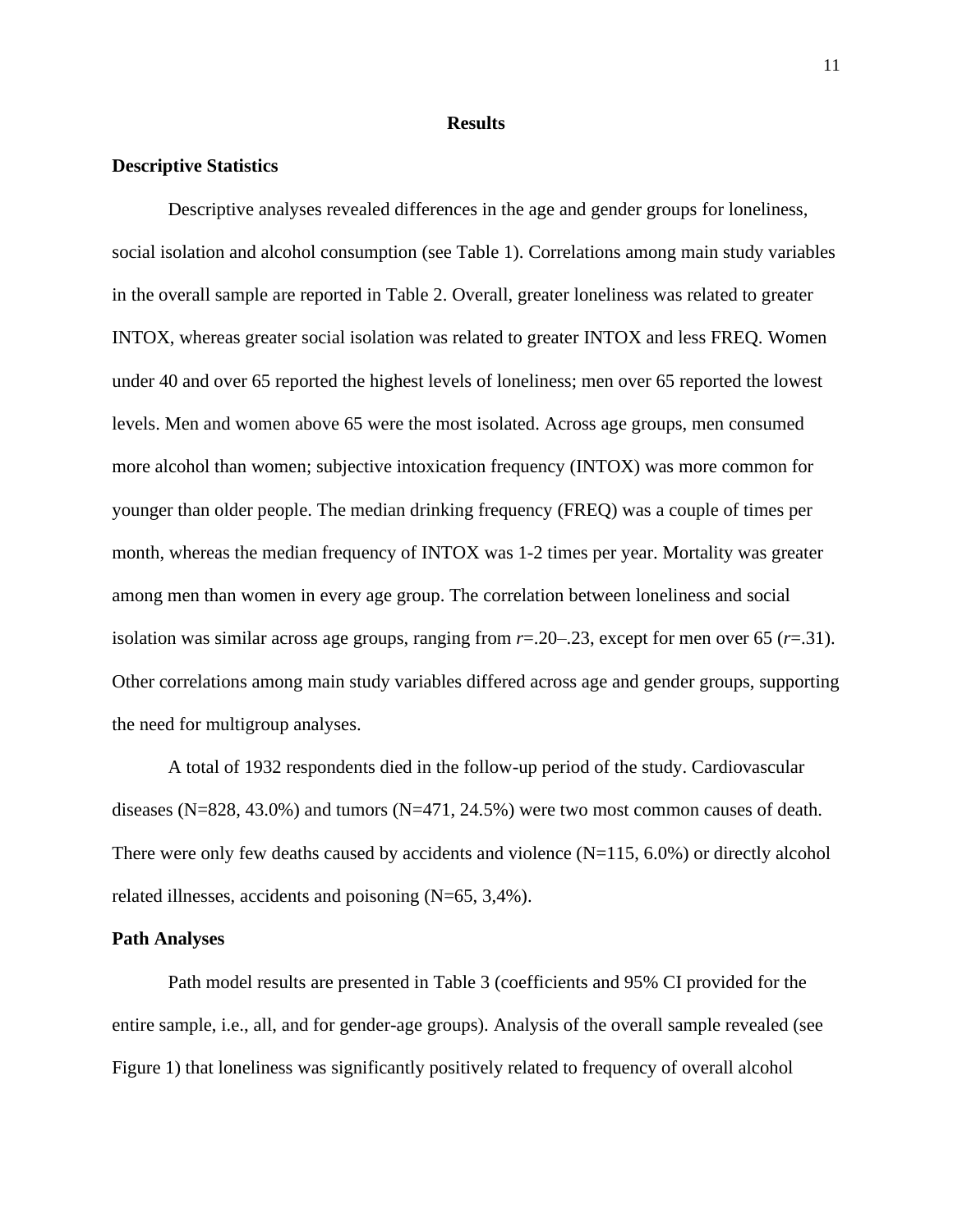# Results

## Descriptive Statistics

Descriptive analyses revealed differences in the age and gender groups for loneliness, social isolation and alcohol consumption (see Table 1). Correlations among main study variables in the overall sample are reported in Table 2. Overall, greater loneliness was related to greater INTOX, whereas greater social isolation was related to greater INTOX and less FREQ. Women under 40 and over 65 reported the highest levels of loneliness; men over 65 reported the lowest levels. Men and women above 65 were the most isolated. Across age groups, men consumed more alcohol than women; subjective intoxication frequency (INTOX) was more common for younger than older people. The median drinking frequency (FREQ) was a couple of times per month, whereas the median frequency of INTOX was 1-2 times per year. Mortality was greater among men than women in every age group. The correlation between loneliness and social isolation was similar across age groups, ranging from $r$=.20–.23, except for men over 65 ($r$=.31). Other correlations among main study variables differed across age and gender groups, supporting the need for multigroup analyses.

A total of 1932 respondents died in the follow-up period of the study. Cardiovascular diseases (N=828, 43.0%) and tumors (N=471, 24.5%) were two most common causes of death. There were only few deaths caused by accidents and violence (N=115, 6.0%) or directly alcohol related illnesses, accidents and poisoning (N=65, 3,4%).

## Path Analyses

Path model results are presented in Table 3 (coefficients and 95% CI provided for the entire sample, i.e., all, and for gender-age groups). Analysis of the overall sample revealed (see Figure 1) that loneliness was significantly positively related to frequency of overall alcohol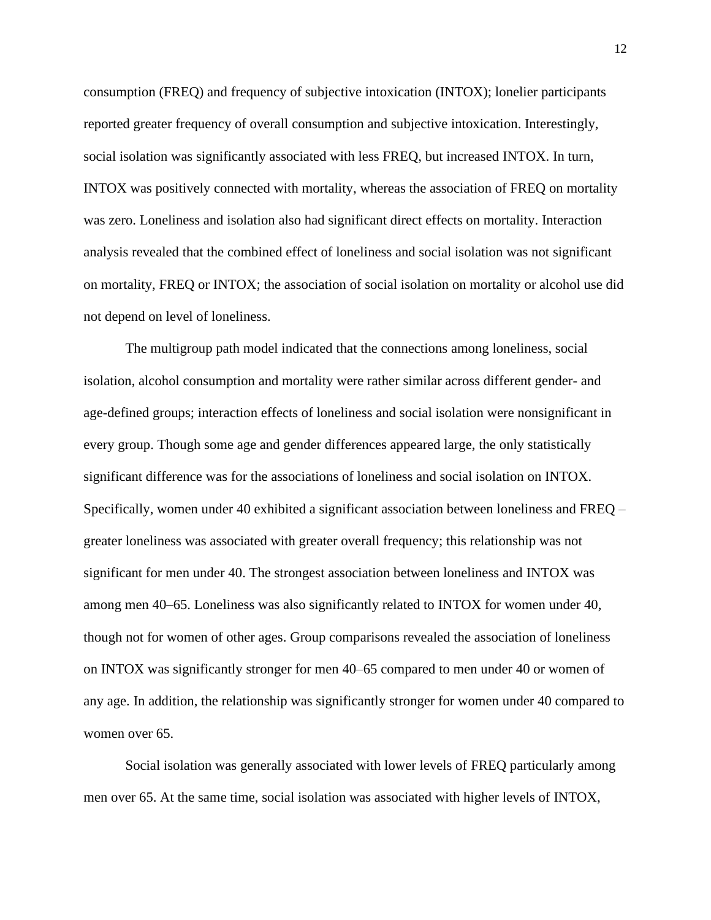consumption (FREQ) and frequency of subjective intoxication (INTOX); lonelier participants reported greater frequency of overall consumption and subjective intoxication. Interestingly, social isolation was significantly associated with less FREQ, but increased INTOX. In turn, INTOX was positively connected with mortality, whereas the association of FREQ on mortality was zero. Loneliness and isolation also had significant direct effects on mortality. Interaction analysis revealed that the combined effect of loneliness and social isolation was not significant on mortality, FREQ or INTOX; the association of social isolation on mortality or alcohol use did not depend on level of loneliness.

The multigroup path model indicated that the connections among loneliness, social isolation, alcohol consumption and mortality were rather similar across different gender- and age-defined groups; interaction effects of loneliness and social isolation were nonsignificant in every group. Though some age and gender differences appeared large, the only statistically significant difference was for the associations of loneliness and social isolation on INTOX. Specifically, women under 40 exhibited a significant association between loneliness and FREQ – greater loneliness was associated with greater overall frequency; this relationship was not significant for men under 40. The strongest association between loneliness and INTOX was among men 40–65. Loneliness was also significantly related to INTOX for women under 40, though not for women of other ages. Group comparisons revealed the association of loneliness on INTOX was significantly stronger for men 40–65 compared to men under 40 or women of any age. In addition, the relationship was significantly stronger for women under 40 compared to women over 65.

Social isolation was generally associated with lower levels of FREQ particularly among men over 65. At the same time, social isolation was associated with higher levels of INTOX,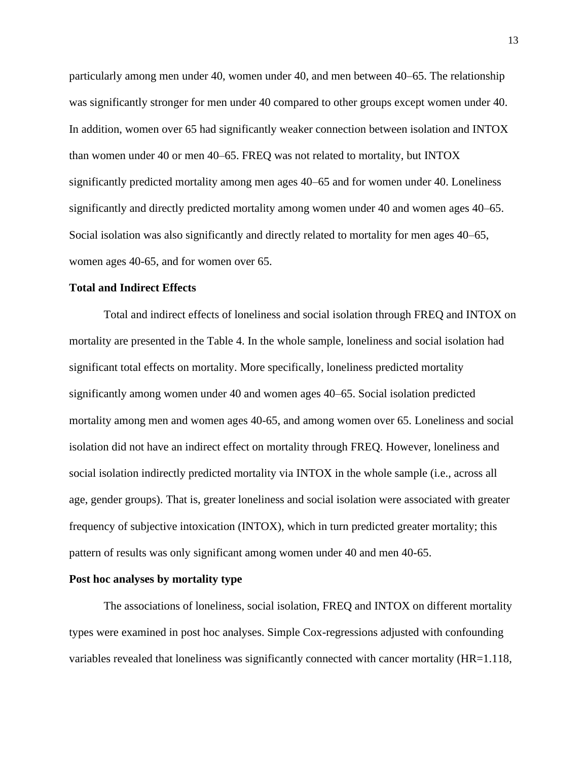particularly among men under 40, women under 40, and men between 40–65. The relationship was significantly stronger for men under 40 compared to other groups except women under 40. In addition, women over 65 had significantly weaker connection between isolation and INTOX than women under 40 or men 40–65. FREQ was not related to mortality, but INTOX significantly predicted mortality among men ages 40–65 and for women under 40. Loneliness significantly and directly predicted mortality among women under 40 and women ages 40–65. Social isolation was also significantly and directly related to mortality for men ages 40–65, women ages 40-65, and for women over 65.

## Total and Indirect Effects

Total and indirect effects of loneliness and social isolation through FREQ and INTOX on mortality are presented in the Table 4. In the whole sample, loneliness and social isolation had significant total effects on mortality. More specifically, loneliness predicted mortality significantly among women under 40 and women ages 40–65. Social isolation predicted mortality among men and women ages 40-65, and among women over 65. Loneliness and social isolation did not have an indirect effect on mortality through FREQ. However, loneliness and social isolation indirectly predicted mortality via INTOX in the whole sample (i.e., across all age, gender groups). That is, greater loneliness and social isolation were associated with greater frequency of subjective intoxication (INTOX), which in turn predicted greater mortality; this pattern of results was only significant among women under 40 and men 40-65.

## Post hoc analyses by mortality type

The associations of loneliness, social isolation, FREQ and INTOX on different mortality types were examined in post hoc analyses. Simple Cox-regressions adjusted with confounding variables revealed that loneliness was significantly connected with cancer mortality (HR=1.118,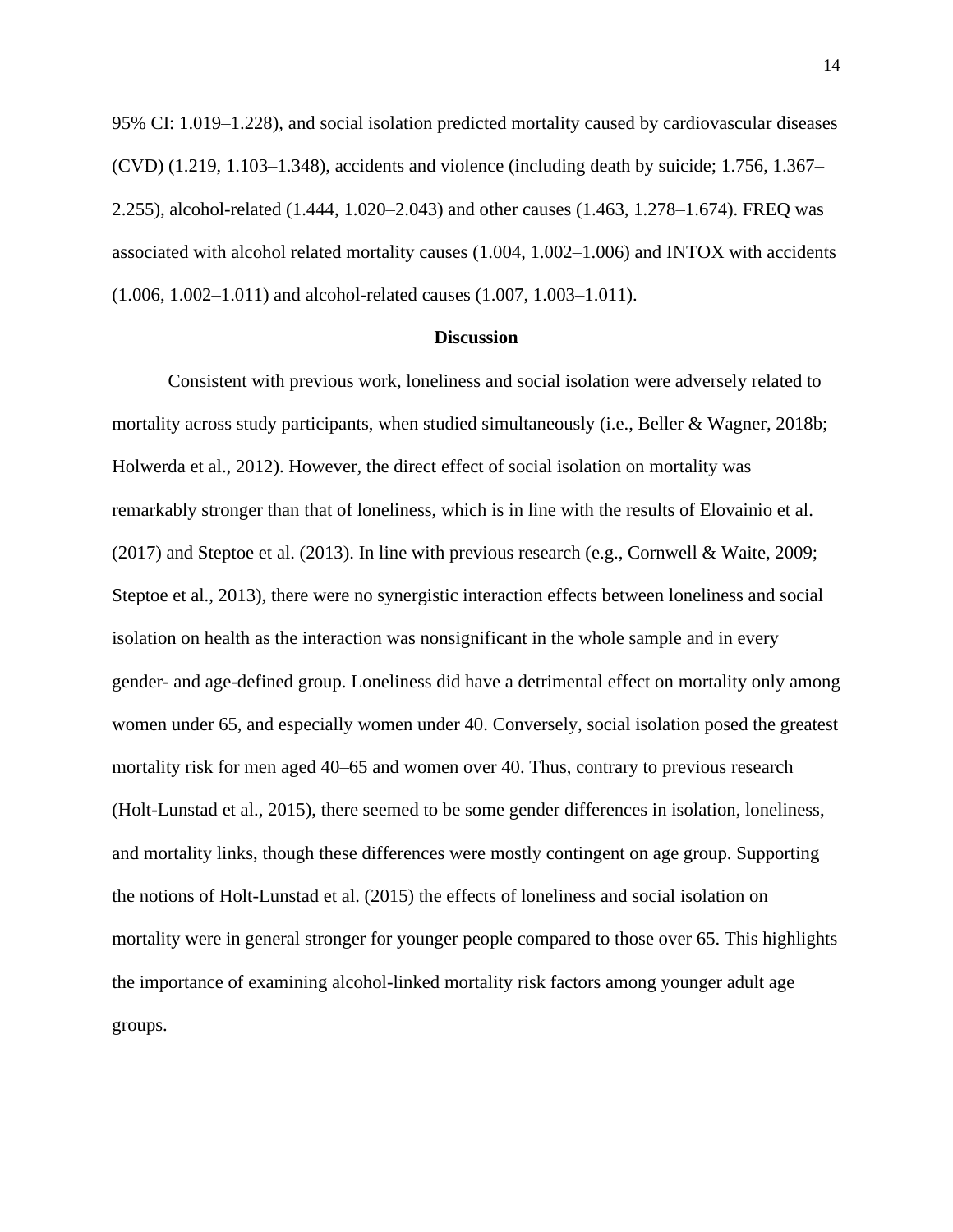95% CI: 1.019–1.228), and social isolation predicted mortality caused by cardiovascular diseases (CVD) (1.219, 1.103–1.348), accidents and violence (including death by suicide; 1.756, 1.367–2.255), alcohol-related (1.444, 1.020–2.043) and other causes (1.463, 1.278–1.674). FREQ was associated with alcohol related mortality causes (1.004, 1.002–1.006) and INTOX with accidents (1.006, 1.002–1.011) and alcohol-related causes (1.007, 1.003–1.011).

## Discussion

Consistent with previous work, loneliness and social isolation were adversely related to mortality across study participants, when studied simultaneously (i.e., Beller & Wagner, 2018b; Holwerda et al., 2012). However, the direct effect of social isolation on mortality was remarkably stronger than that of loneliness, which is in line with the results of Elovainio et al. (2017) and Steptoe et al. (2013). In line with previous research (e.g., Cornwell & Waite, 2009; Steptoe et al., 2013), there were no synergistic interaction effects between loneliness and social isolation on health as the interaction was nonsignificant in the whole sample and in every gender- and age-defined group. Loneliness did have a detrimental effect on mortality only among women under 65, and especially women under 40. Conversely, social isolation posed the greatest mortality risk for men aged 40–65 and women over 40. Thus, contrary to previous research (Holt-Lunstad et al., 2015), there seemed to be some gender differences in isolation, loneliness, and mortality links, though these differences were mostly contingent on age group. Supporting the notions of Holt-Lunstad et al. (2015) the effects of loneliness and social isolation on mortality were in general stronger for younger people compared to those over 65. This highlights the importance of examining alcohol-linked mortality risk factors among younger adult age groups.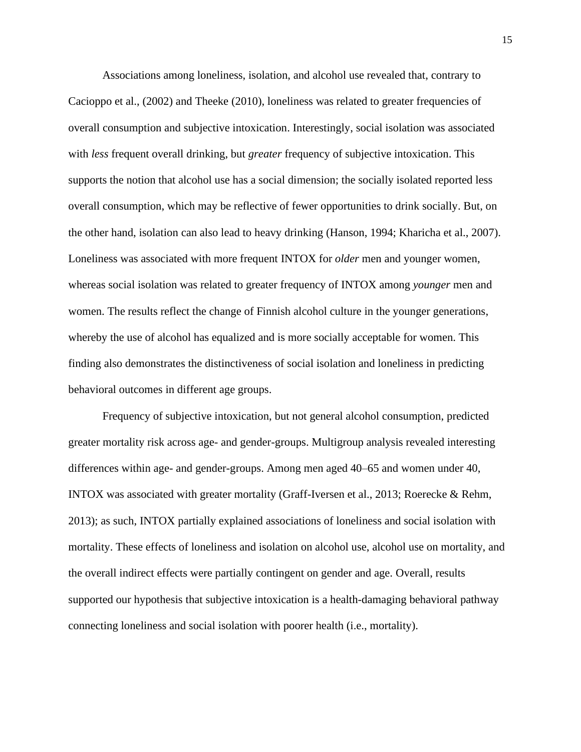Associations among loneliness, isolation, and alcohol use revealed that, contrary to Cacioppo et al., (2002) and Theeke (2010), loneliness was related to greater frequencies of overall consumption and subjective intoxication. Interestingly, social isolation was associated with *less* frequent overall drinking, but *greater* frequency of subjective intoxication. This supports the notion that alcohol use has a social dimension; the socially isolated reported less overall consumption, which may be reflective of fewer opportunities to drink socially. But, on the other hand, isolation can also lead to heavy drinking (Hanson, 1994; Kharicha et al., 2007). Loneliness was associated with more frequent INTOX for *older* men and younger women, whereas social isolation was related to greater frequency of INTOX among *younger* men and women. The results reflect the change of Finnish alcohol culture in the younger generations, whereby the use of alcohol has equalized and is more socially acceptable for women. This finding also demonstrates the distinctiveness of social isolation and loneliness in predicting behavioral outcomes in different age groups.

Frequency of subjective intoxication, but not general alcohol consumption, predicted greater mortality risk across age- and gender-groups. Multigroup analysis revealed interesting differences within age- and gender-groups. Among men aged 40–65 and women under 40, INTOX was associated with greater mortality (Graff-Iversen et al., 2013; Roerecke & Rehm, 2013); as such, INTOX partially explained associations of loneliness and social isolation with mortality. These effects of loneliness and isolation on alcohol use, alcohol use on mortality, and the overall indirect effects were partially contingent on gender and age. Overall, results supported our hypothesis that subjective intoxication is a health-damaging behavioral pathway connecting loneliness and social isolation with poorer health (i.e., mortality).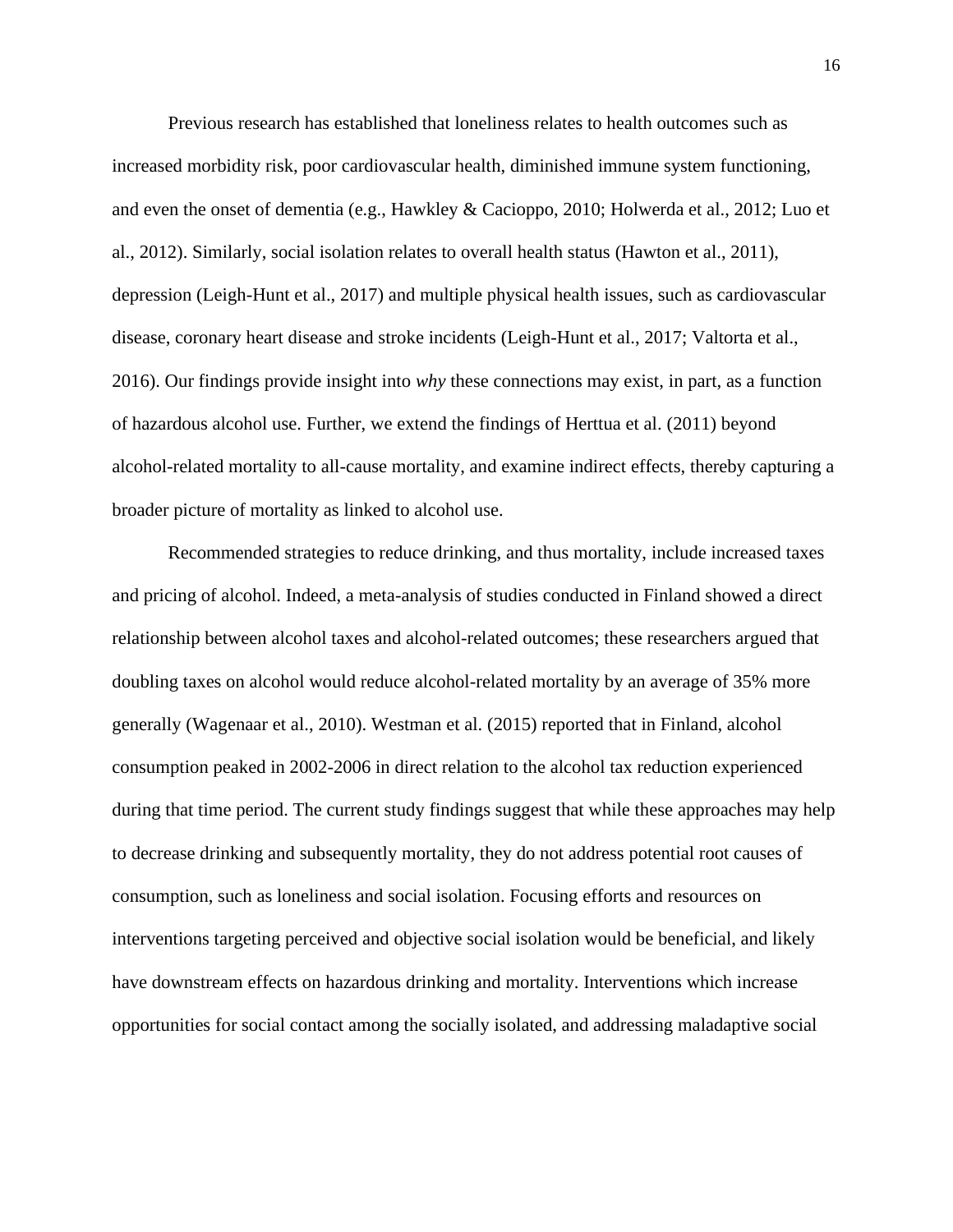Previous research has established that loneliness relates to health outcomes such as increased morbidity risk, poor cardiovascular health, diminished immune system functioning, and even the onset of dementia (e.g., Hawkley & Cacioppo, 2010; Holwerda et al., 2012; Luo et al., 2012). Similarly, social isolation relates to overall health status (Hawton et al., 2011), depression (Leigh-Hunt et al., 2017) and multiple physical health issues, such as cardiovascular disease, coronary heart disease and stroke incidents (Leigh-Hunt et al., 2017; Valtorta et al., 2016). Our findings provide insight into *why* these connections may exist, in part, as a function of hazardous alcohol use. Further, we extend the findings of Herttua et al. (2011) beyond alcohol-related mortality to all-cause mortality, and examine indirect effects, thereby capturing a broader picture of mortality as linked to alcohol use.

Recommended strategies to reduce drinking, and thus mortality, include increased taxes and pricing of alcohol. Indeed, a meta-analysis of studies conducted in Finland showed a direct relationship between alcohol taxes and alcohol-related outcomes; these researchers argued that doubling taxes on alcohol would reduce alcohol-related mortality by an average of 35% more generally (Wagenaar et al., 2010). Westman et al. (2015) reported that in Finland, alcohol consumption peaked in 2002-2006 in direct relation to the alcohol tax reduction experienced during that time period. The current study findings suggest that while these approaches may help to decrease drinking and subsequently mortality, they do not address potential root causes of consumption, such as loneliness and social isolation. Focusing efforts and resources on interventions targeting perceived and objective social isolation would be beneficial, and likely have downstream effects on hazardous drinking and mortality. Interventions which increase opportunities for social contact among the socially isolated, and addressing maladaptive social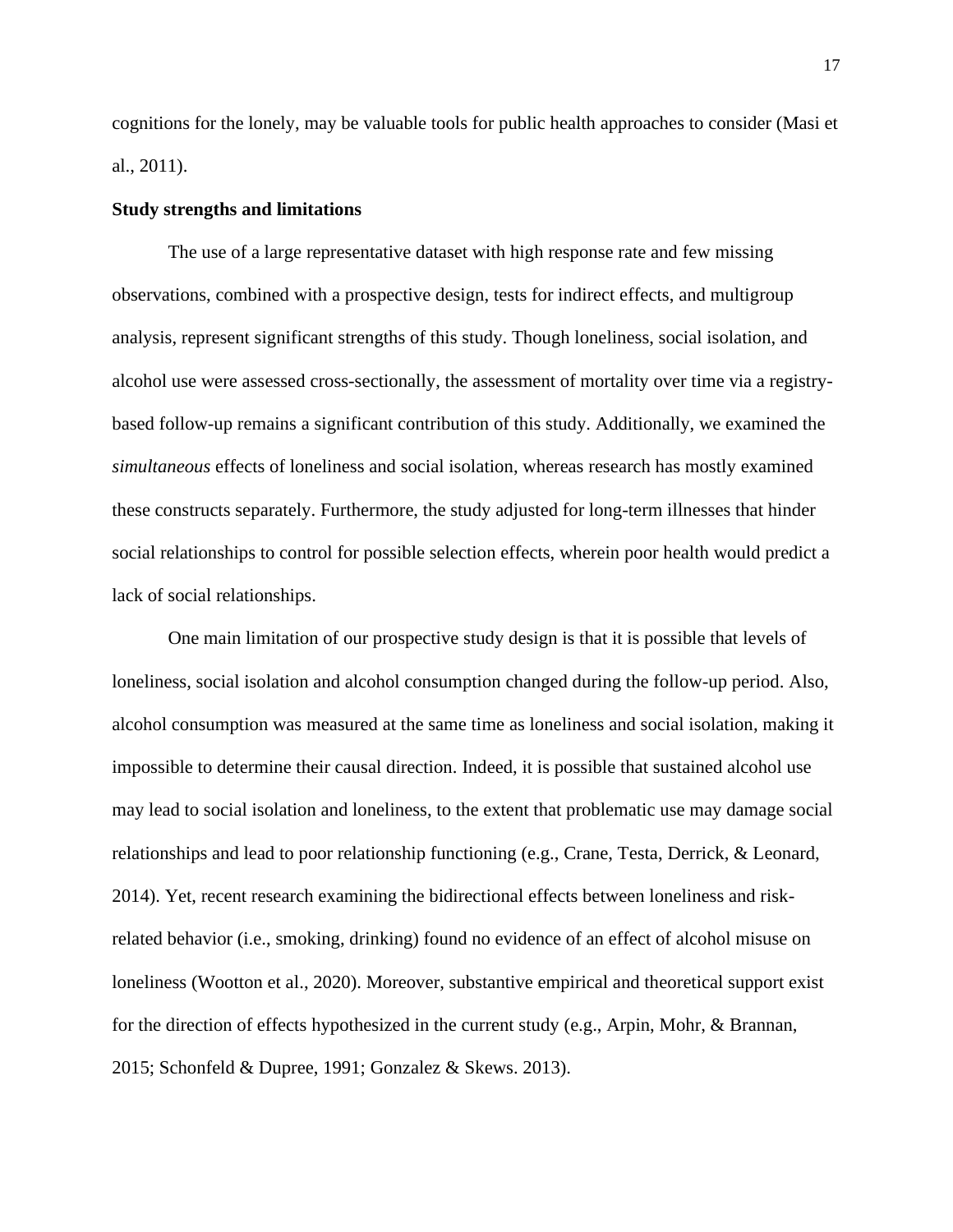cognitions for the lonely, may be valuable tools for public health approaches to consider (Masi et al., 2011).

**Study strengths and limitations**

The use of a large representative dataset with high response rate and few missing observations, combined with a prospective design, tests for indirect effects, and multigroup analysis, represent significant strengths of this study. Though loneliness, social isolation, and alcohol use were assessed cross-sectionally, the assessment of mortality over time via a registry-based follow-up remains a significant contribution of this study. Additionally, we examined the *simultaneous* effects of loneliness and social isolation, whereas research has mostly examined these constructs separately. Furthermore, the study adjusted for long-term illnesses that hinder social relationships to control for possible selection effects, wherein poor health would predict a lack of social relationships.

One main limitation of our prospective study design is that it is possible that levels of loneliness, social isolation and alcohol consumption changed during the follow-up period. Also, alcohol consumption was measured at the same time as loneliness and social isolation, making it impossible to determine their causal direction. Indeed, it is possible that sustained alcohol use may lead to social isolation and loneliness, to the extent that problematic use may damage social relationships and lead to poor relationship functioning (e.g., Crane, Testa, Derrick, & Leonard, 2014). Yet, recent research examining the bidirectional effects between loneliness and risk-related behavior (i.e., smoking, drinking) found no evidence of an effect of alcohol misuse on loneliness (Wootton et al., 2020). Moreover, substantive empirical and theoretical support exist for the direction of effects hypothesized in the current study (e.g., Arpin, Mohr, & Brannan, 2015; Schonfeld & Dupree, 1991; Gonzalez & Skews. 2013).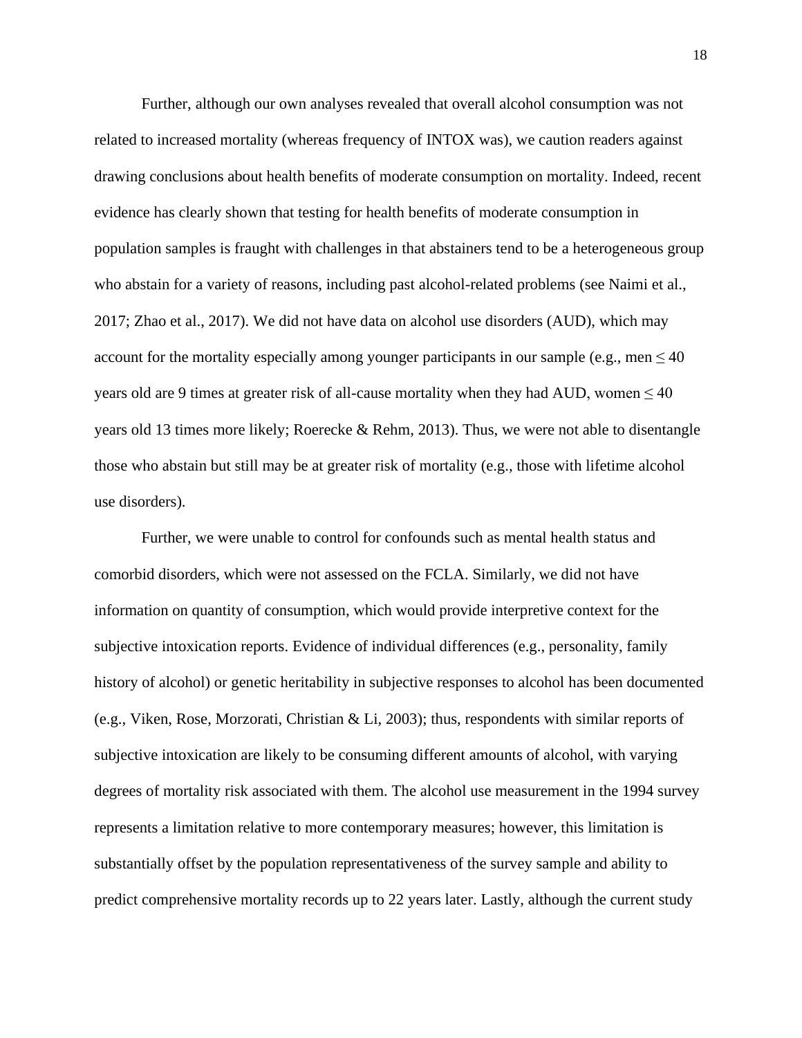Further, although our own analyses revealed that overall alcohol consumption was not related to increased mortality (whereas frequency of INTOX was), we caution readers against drawing conclusions about health benefits of moderate consumption on mortality. Indeed, recent evidence has clearly shown that testing for health benefits of moderate consumption in population samples is fraught with challenges in that abstainers tend to be a heterogeneous group who abstain for a variety of reasons, including past alcohol-related problems (see Naimi et al., 2017; Zhao et al., 2017). We did not have data on alcohol use disorders (AUD), which may account for the mortality especially among younger participants in our sample (e.g., men $\leq 40$ years old are 9 times at greater risk of all-cause mortality when they had AUD, women $\leq 40$ years old 13 times more likely; Roerecke & Rehm, 2013). Thus, we were not able to disentangle those who abstain but still may be at greater risk of mortality (e.g., those with lifetime alcohol use disorders).

Further, we were unable to control for confounds such as mental health status and comorbid disorders, which were not assessed on the FCLA. Similarly, we did not have information on quantity of consumption, which would provide interpretive context for the subjective intoxication reports. Evidence of individual differences (e.g., personality, family history of alcohol) or genetic heritability in subjective responses to alcohol has been documented (e.g., Viken, Rose, Morzorati, Christian & Li, 2003); thus, respondents with similar reports of subjective intoxication are likely to be consuming different amounts of alcohol, with varying degrees of mortality risk associated with them. The alcohol use measurement in the 1994 survey represents a limitation relative to more contemporary measures; however, this limitation is substantially offset by the population representativeness of the survey sample and ability to predict comprehensive mortality records up to 22 years later. Lastly, although the current study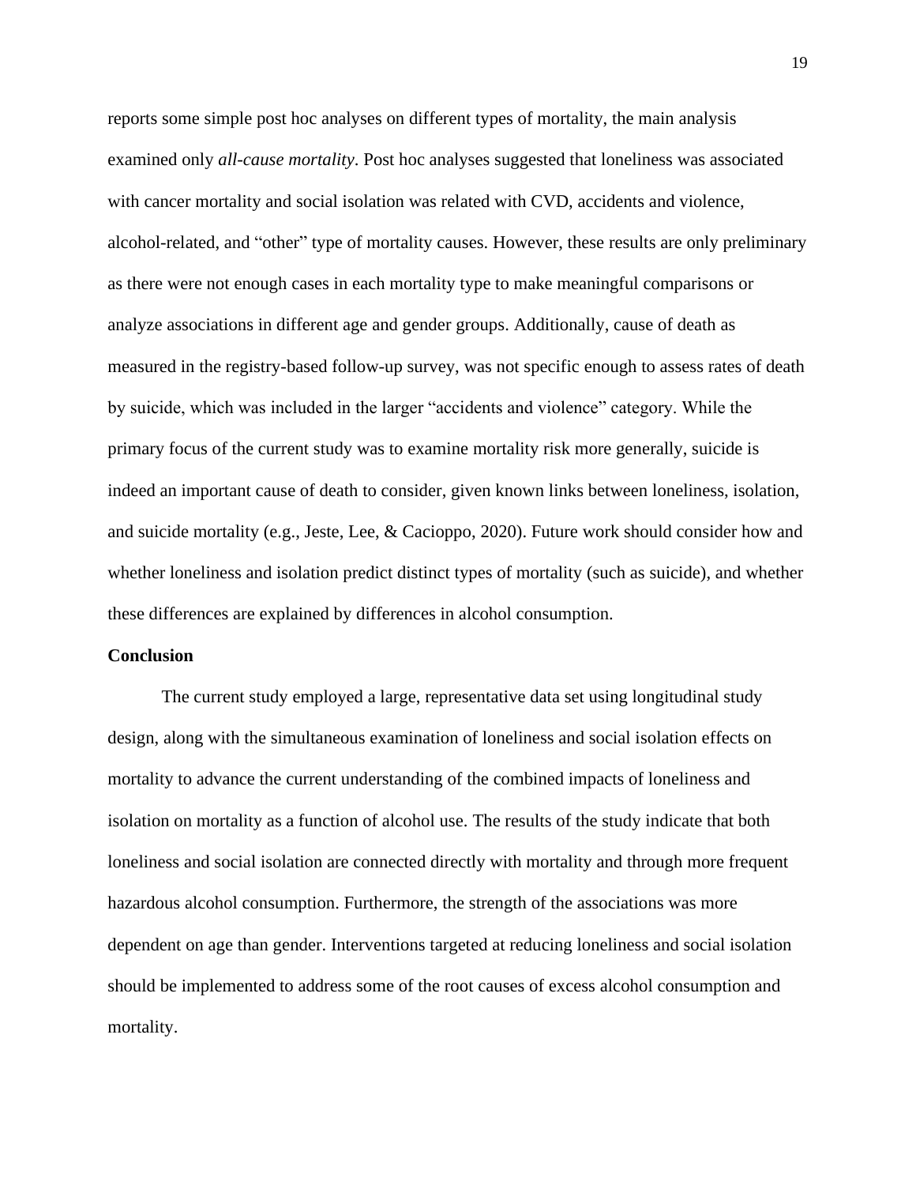reports some simple post hoc analyses on different types of mortality, the main analysis examined only *all-cause mortality*. Post hoc analyses suggested that loneliness was associated with cancer mortality and social isolation was related with CVD, accidents and violence, alcohol-related, and "other" type of mortality causes. However, these results are only preliminary as there were not enough cases in each mortality type to make meaningful comparisons or analyze associations in different age and gender groups. Additionally, cause of death as measured in the registry-based follow-up survey, was not specific enough to assess rates of death by suicide, which was included in the larger "accidents and violence" category. While the primary focus of the current study was to examine mortality risk more generally, suicide is indeed an important cause of death to consider, given known links between loneliness, isolation, and suicide mortality (e.g., Jeste, Lee, & Cacioppo, 2020). Future work should consider how and whether loneliness and isolation predict distinct types of mortality (such as suicide), and whether these differences are explained by differences in alcohol consumption.

**Conclusion**

The current study employed a large, representative data set using longitudinal study design, along with the simultaneous examination of loneliness and social isolation effects on mortality to advance the current understanding of the combined impacts of loneliness and isolation on mortality as a function of alcohol use. The results of the study indicate that both loneliness and social isolation are connected directly with mortality and through more frequent hazardous alcohol consumption. Furthermore, the strength of the associations was more dependent on age than gender. Interventions targeted at reducing loneliness and social isolation should be implemented to address some of the root causes of excess alcohol consumption and mortality.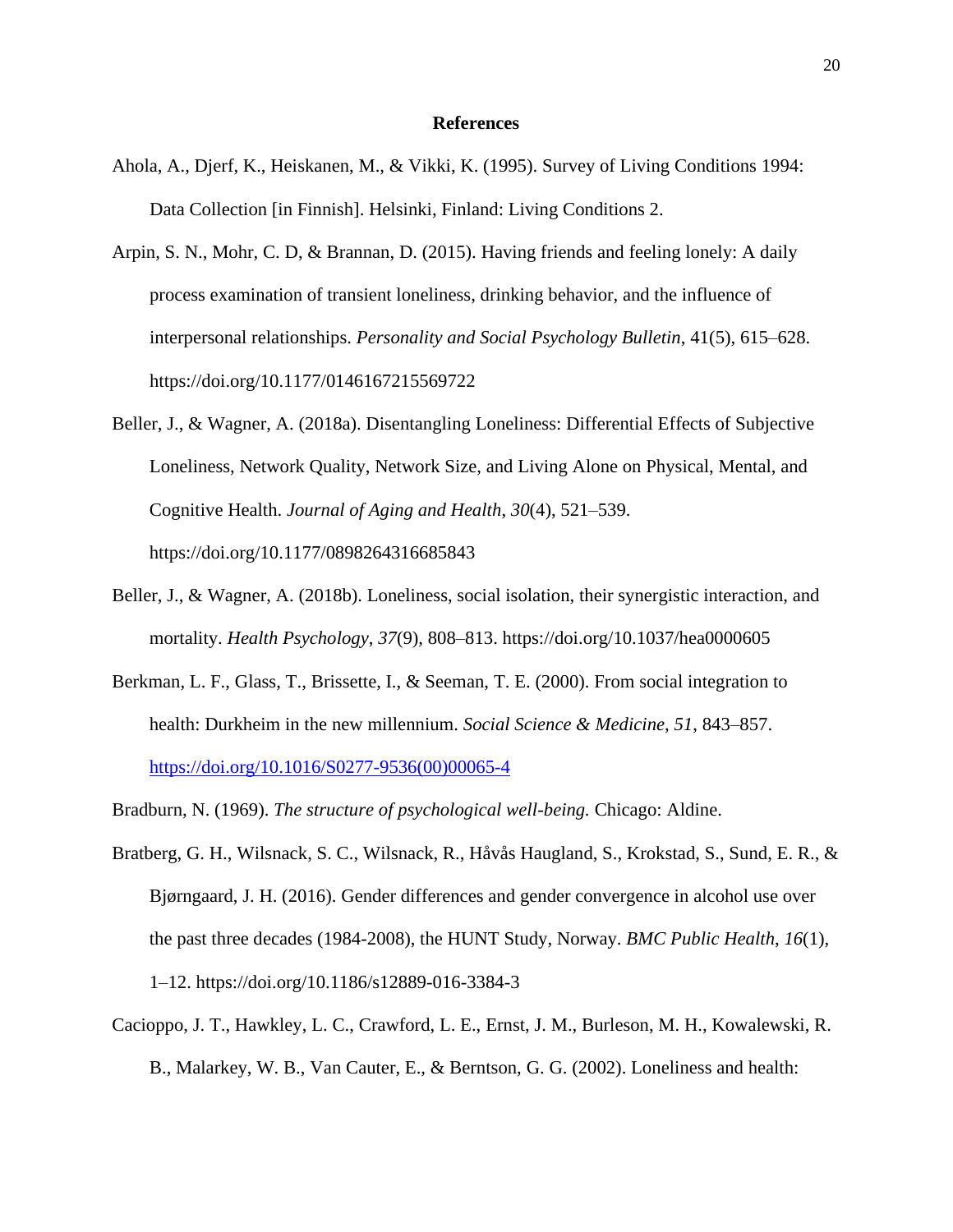**References**

Ahola, A., Djerf, K., Heiskanen, M., & Vikki, K. (1995). Survey of Living Conditions 1994: Data Collection [in Finnish]. Helsinki, Finland: Living Conditions 2.

Arpin, S. N., Mohr, C. D, & Brannan, D. (2015). Having friends and feeling lonely: A daily process examination of transient loneliness, drinking behavior, and the influence of interpersonal relationships. *Personality and Social Psychology Bulletin*, 41(5), 615–628. https://doi.org/10.1177/0146167215569722

Beller, J., & Wagner, A. (2018a). Disentangling Loneliness: Differential Effects of Subjective Loneliness, Network Quality, Network Size, and Living Alone on Physical, Mental, and Cognitive Health. *Journal of Aging and Health*, *30*(4), 521–539. https://doi.org/10.1177/0898264316685843

Beller, J., & Wagner, A. (2018b). Loneliness, social isolation, their synergistic interaction, and mortality. *Health Psychology*, *37*(9), 808–813. https://doi.org/10.1037/hea0000605

Berkman, L. F., Glass, T., Brissette, I., & Seeman, T. E. (2000). From social integration to health: Durkheim in the new millennium. *Social Science & Medicine*, *51*, 843–857. https://doi.org/10.1016/S0277-9536(00)00065-4

Bradburn, N. (1969). *The structure of psychological well-being.* Chicago: Aldine.

Bratberg, G. H., Wilsnack, S. C., Wilsnack, R., Håvås Haugland, S., Krokstad, S., Sund, E. R., & Bjørngaard, J. H. (2016). Gender differences and gender convergence in alcohol use over the past three decades (1984-2008), the HUNT Study, Norway. *BMC Public Health*, *16*(1), 1–12. https://doi.org/10.1186/s12889-016-3384-3

Cacioppo, J. T., Hawkley, L. C., Crawford, L. E., Ernst, J. M., Burleson, M. H., Kowalewski, R. B., Malarkey, W. B., Van Cauter, E., & Berntson, G. G. (2002). Loneliness and health: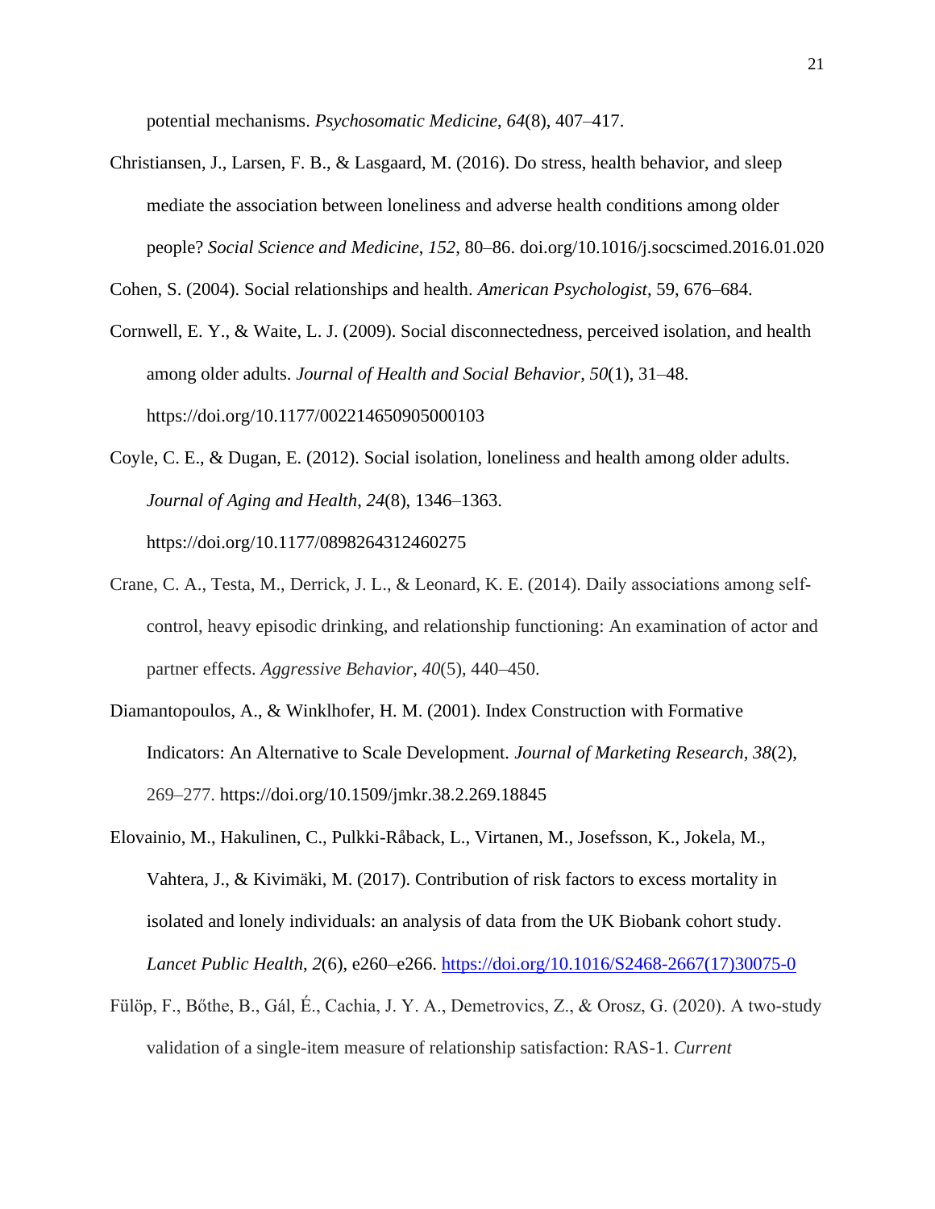potential mechanisms. *Psychosomatic Medicine*, *64*(8), 407–417.

Christiansen, J., Larsen, F. B., & Lasgaard, M. (2016). Do stress, health behavior, and sleep mediate the association between loneliness and adverse health conditions among older people? *Social Science and Medicine*, *152*, 80–86. doi.org/10.1016/j.socscimed.2016.01.020

Cohen, S. (2004). Social relationships and health. *American Psychologist*, 59, 676–684.

Cornwell, E. Y., & Waite, L. J. (2009). Social disconnectedness, perceived isolation, and health among older adults. *Journal of Health and Social Behavior*, *50*(1), 31–48. https://doi.org/10.1177/002214650905000103

Coyle, C. E., & Dugan, E. (2012). Social isolation, loneliness and health among older adults. *Journal of Aging and Health*, *24*(8), 1346–1363. https://doi.org/10.1177/0898264312460275

Crane, C. A., Testa, M., Derrick, J. L., & Leonard, K. E. (2014). Daily associations among self-control, heavy episodic drinking, and relationship functioning: An examination of actor and partner effects. *Aggressive Behavior*, *40*(5), 440–450.

Diamantopoulos, A., & Winklhofer, H. M. (2001). Index Construction with Formative Indicators: An Alternative to Scale Development. *Journal of Marketing Research*, *38*(2), 269–277. https://doi.org/10.1509/jmkr.38.2.269.18845

Elovainio, M., Hakulinen, C., Pulkki-Råback, L., Virtanen, M., Josefsson, K., Jokela, M., Vahtera, J., & Kivimäki, M. (2017). Contribution of risk factors to excess mortality in isolated and lonely individuals: an analysis of data from the UK Biobank cohort study. *Lancet Public Health*, *2*(6), e260–e266. https://doi.org/10.1016/S2468-2667(17)30075-0

Fülöp, F., Bőthe, B., Gál, É., Cachia, J. Y. A., Demetrovics, Z., & Orosz, G. (2020). A two-study validation of a single-item measure of relationship satisfaction: RAS-1. *Current*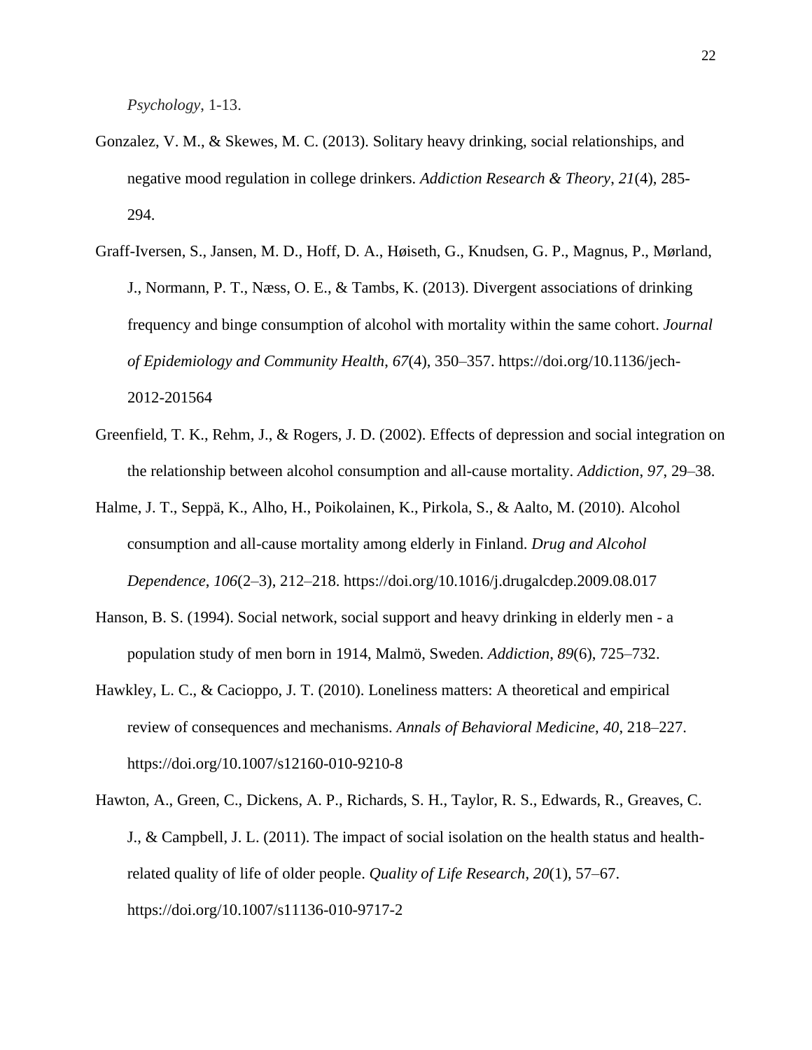*Psychology*, 1-13.

Gonzalez, V. M., & Skewes, M. C. (2013). Solitary heavy drinking, social relationships, and negative mood regulation in college drinkers. *Addiction Research & Theory*, *21*(4), 285-294.

Graff-Iversen, S., Jansen, M. D., Hoff, D. A., Høiseth, G., Knudsen, G. P., Magnus, P., Mørland, J., Normann, P. T., Næss, O. E., & Tambs, K. (2013). Divergent associations of drinking frequency and binge consumption of alcohol with mortality within the same cohort. *Journal of Epidemiology and Community Health*, *67*(4), 350–357. https://doi.org/10.1136/jech-2012-201564

Greenfield, T. K., Rehm, J., & Rogers, J. D. (2002). Effects of depression and social integration on the relationship between alcohol consumption and all-cause mortality. *Addiction*, *97*, 29–38.

Halme, J. T., Seppä, K., Alho, H., Poikolainen, K., Pirkola, S., & Aalto, M. (2010). Alcohol consumption and all-cause mortality among elderly in Finland. *Drug and Alcohol Dependence*, *106*(2–3), 212–218. https://doi.org/10.1016/j.drugalcdep.2009.08.017

Hanson, B. S. (1994). Social network, social support and heavy drinking in elderly men - a population study of men born in 1914, Malmö, Sweden. *Addiction*, *89*(6), 725–732.

Hawkley, L. C., & Cacioppo, J. T. (2010). Loneliness matters: A theoretical and empirical review of consequences and mechanisms. *Annals of Behavioral Medicine*, *40*, 218–227. https://doi.org/10.1007/s12160-010-9210-8

Hawton, A., Green, C., Dickens, A. P., Richards, S. H., Taylor, R. S., Edwards, R., Greaves, C. J., & Campbell, J. L. (2011). The impact of social isolation on the health status and health-related quality of life of older people. *Quality of Life Research*, *20*(1), 57–67. https://doi.org/10.1007/s11136-010-9717-2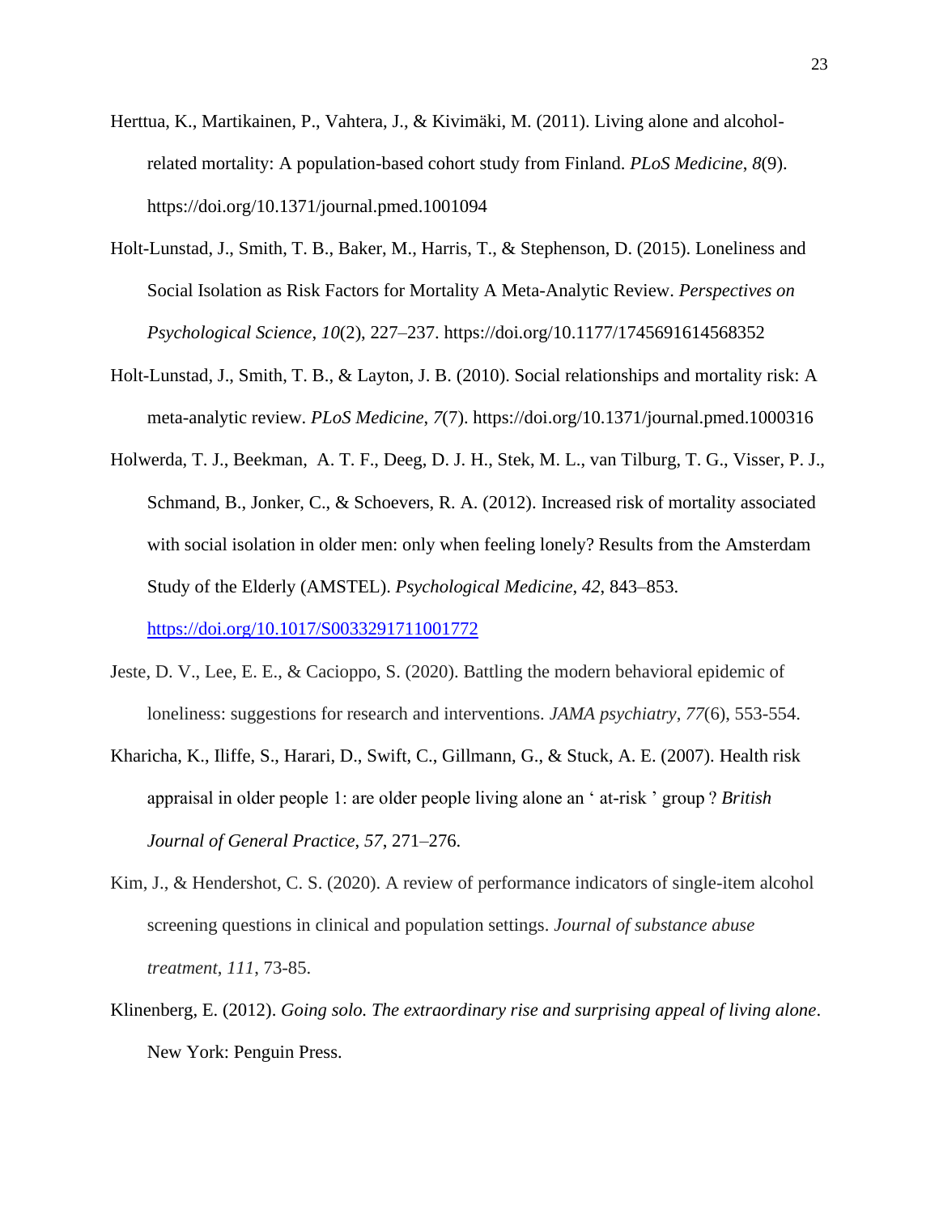Herttua, K., Martikainen, P., Vahtera, J., & Kivimäki, M. (2011). Living alone and alcohol-related mortality: A population-based cohort study from Finland. *PLoS Medicine*, *8*(9). https://doi.org/10.1371/journal.pmed.1001094

Holt-Lunstad, J., Smith, T. B., Baker, M., Harris, T., & Stephenson, D. (2015). Loneliness and Social Isolation as Risk Factors for Mortality A Meta-Analytic Review. *Perspectives on Psychological Science*, *10*(2), 227–237. https://doi.org/10.1177/1745691614568352

Holt-Lunstad, J., Smith, T. B., & Layton, J. B. (2010). Social relationships and mortality risk: A meta-analytic review. *PLoS Medicine*, *7*(7). https://doi.org/10.1371/journal.pmed.1000316

Holwerda, T. J., Beekman, A. T. F., Deeg, D. J. H., Stek, M. L., van Tilburg, T. G., Visser, P. J., Schmand, B., Jonker, C., & Schoevers, R. A. (2012). Increased risk of mortality associated with social isolation in older men: only when feeling lonely? Results from the Amsterdam Study of the Elderly (AMSTEL). *Psychological Medicine*, *42*, 843–853. https://doi.org/10.1017/S0033291711001772

Jeste, D. V., Lee, E. E., & Cacioppo, S. (2020). Battling the modern behavioral epidemic of loneliness: suggestions for research and interventions. *JAMA psychiatry*, *77*(6), 553-554.

Kharicha, K., Iliffe, S., Harari, D., Swift, C., Gillmann, G., & Stuck, A. E. (2007). Health risk appraisal in older people 1: are older people living alone an ' at-risk ' group ? *British Journal of General Practice*, *57*, 271–276.

Kim, J., & Hendershot, C. S. (2020). A review of performance indicators of single-item alcohol screening questions in clinical and population settings. *Journal of substance abuse treatment*, *111*, 73-85.

Klinenberg, E. (2012). *Going solo. The extraordinary rise and surprising appeal of living alone*. New York: Penguin Press.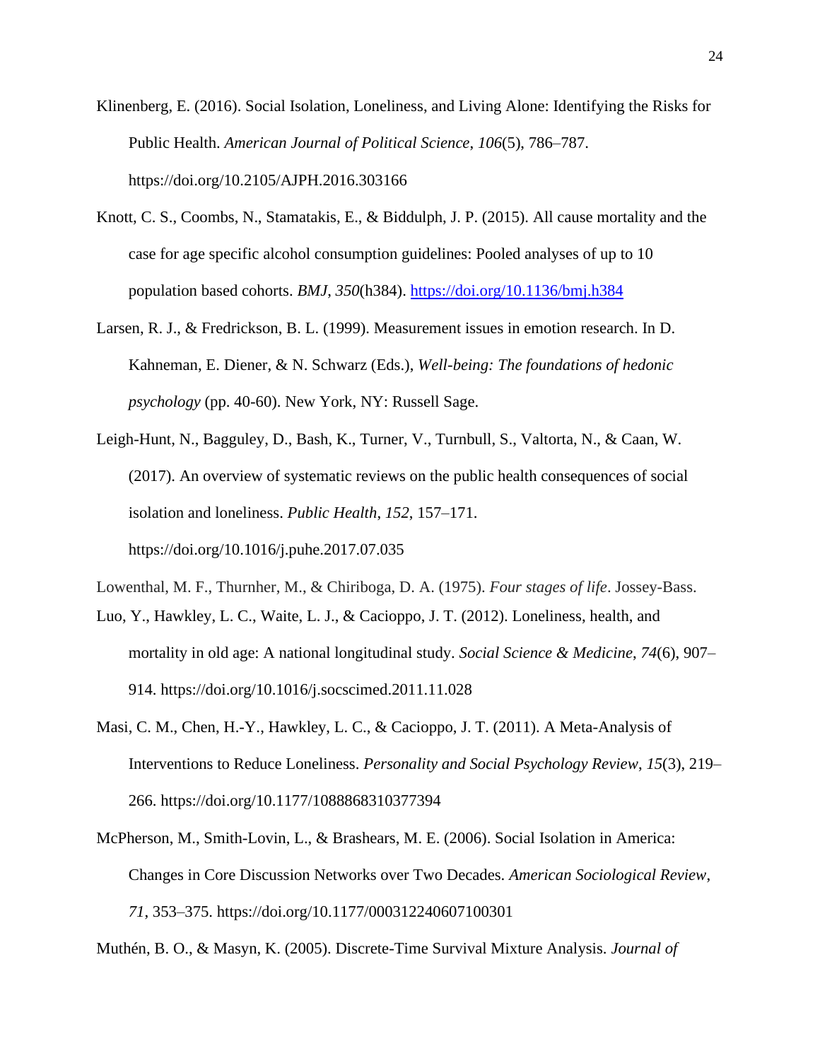Klinenberg, E. (2016). Social Isolation, Loneliness, and Living Alone: Identifying the Risks for Public Health. *American Journal of Political Science*, *106*(5), 786–787. https://doi.org/10.2105/AJPH.2016.303166

Knott, C. S., Coombs, N., Stamatakis, E., & Biddulph, J. P. (2015). All cause mortality and the case for age specific alcohol consumption guidelines: Pooled analyses of up to 10 population based cohorts. *BMJ*, *350*(h384). https://doi.org/10.1136/bmj.h384

Larsen, R. J., & Fredrickson, B. L. (1999). Measurement issues in emotion research. In D. Kahneman, E. Diener, & N. Schwarz (Eds.), *Well-being: The foundations of hedonic psychology* (pp. 40-60). New York, NY: Russell Sage.

Leigh-Hunt, N., Bagguley, D., Bash, K., Turner, V., Turnbull, S., Valtorta, N., & Caan, W. (2017). An overview of systematic reviews on the public health consequences of social isolation and loneliness. *Public Health*, *152*, 157–171. https://doi.org/10.1016/j.puhe.2017.07.035

Lowenthal, M. F., Thurnher, M., & Chiriboga, D. A. (1975). *Four stages of life*. Jossey-Bass.

Luo, Y., Hawkley, L. C., Waite, L. J., & Cacioppo, J. T. (2012). Loneliness, health, and mortality in old age: A national longitudinal study. *Social Science & Medicine*, *74*(6), 907–914. https://doi.org/10.1016/j.socscimed.2011.11.028

Masi, C. M., Chen, H.-Y., Hawkley, L. C., & Cacioppo, J. T. (2011). A Meta-Analysis of Interventions to Reduce Loneliness. *Personality and Social Psychology Review*, *15*(3), 219–266. https://doi.org/10.1177/1088868310377394

McPherson, M., Smith-Lovin, L., & Brashears, M. E. (2006). Social Isolation in America: Changes in Core Discussion Networks over Two Decades. *American Sociological Review*, *71*, 353–375. https://doi.org/10.1177/000312240607100301

Muthén, B. O., & Masyn, K. (2005). Discrete-Time Survival Mixture Analysis. *Journal of*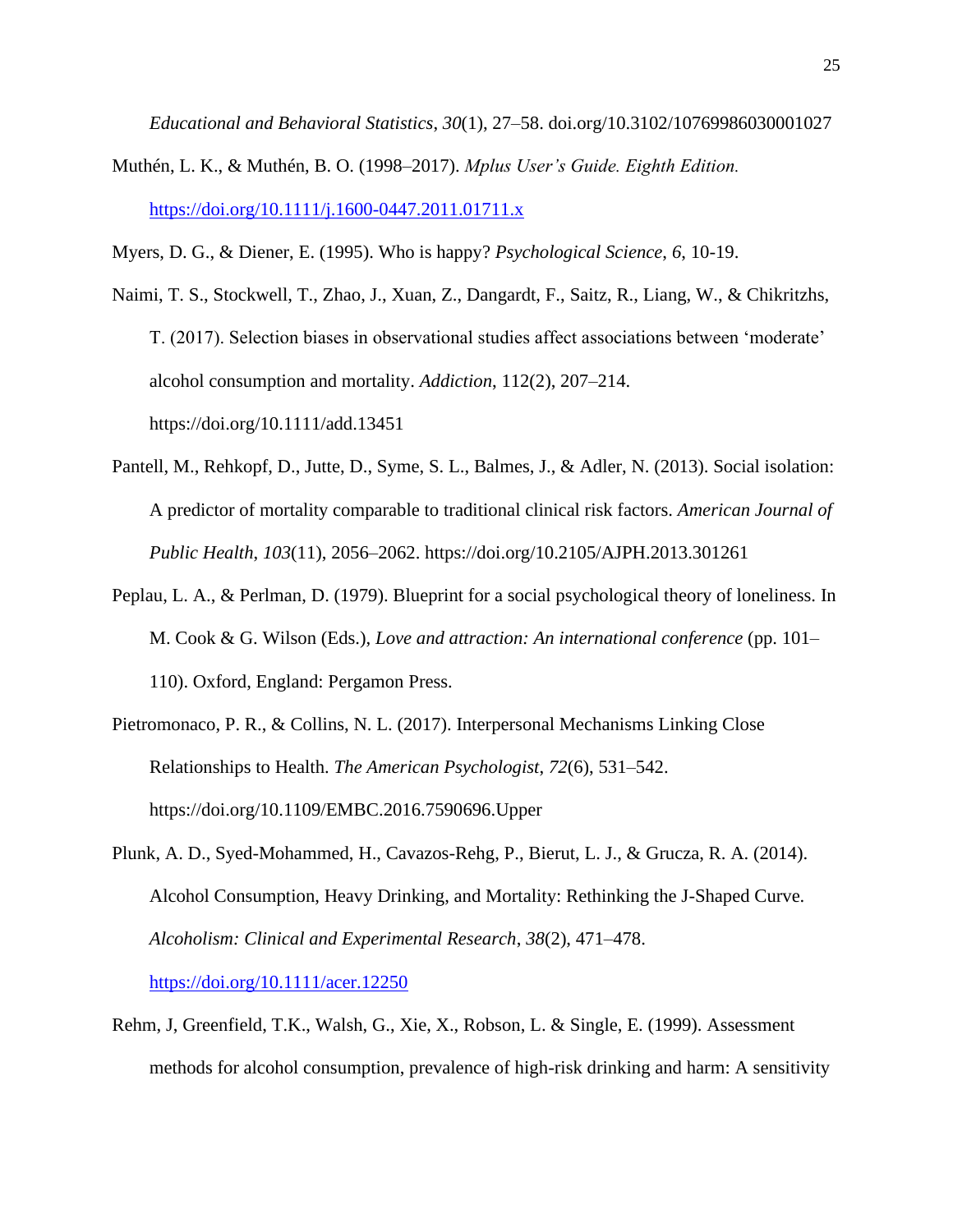*Educational and Behavioral Statistics*, *30*(1), 27–58. doi.org/10.3102/10769986030001027

Muthén, L. K., & Muthén, B. O. (1998–2017). *Mplus User's Guide. Eighth Edition.* https://doi.org/10.1111/j.1600-0447.2011.01711.x

Myers, D. G., & Diener, E. (1995). Who is happy? *Psychological Science*, *6*, 10-19.

Naimi, T. S., Stockwell, T., Zhao, J., Xuan, Z., Dangardt, F., Saitz, R., Liang, W., & Chikritzhs, T. (2017). Selection biases in observational studies affect associations between 'moderate' alcohol consumption and mortality. *Addiction*, 112(2), 207–214. https://doi.org/10.1111/add.13451

Pantell, M., Rehkopf, D., Jutte, D., Syme, S. L., Balmes, J., & Adler, N. (2013). Social isolation: A predictor of mortality comparable to traditional clinical risk factors. *American Journal of Public Health*, *103*(11), 2056–2062. https://doi.org/10.2105/AJPH.2013.301261

Peplau, L. A., & Perlman, D. (1979). Blueprint for a social psychological theory of loneliness. In M. Cook & G. Wilson (Eds.), *Love and attraction: An international conference* (pp. 101–110). Oxford, England: Pergamon Press.

Pietromonaco, P. R., & Collins, N. L. (2017). Interpersonal Mechanisms Linking Close Relationships to Health. *The American Psychologist*, *72*(6), 531–542. https://doi.org/10.1109/EMBC.2016.7590696.Upper

Plunk, A. D., Syed-Mohammed, H., Cavazos-Rehg, P., Bierut, L. J., & Grucza, R. A. (2014). Alcohol Consumption, Heavy Drinking, and Mortality: Rethinking the J-Shaped Curve. *Alcoholism: Clinical and Experimental Research*, *38*(2), 471–478. https://doi.org/10.1111/acer.12250

Rehm, J, Greenfield, T.K., Walsh, G., Xie, X., Robson, L. & Single, E. (1999). Assessment methods for alcohol consumption, prevalence of high-risk drinking and harm: A sensitivity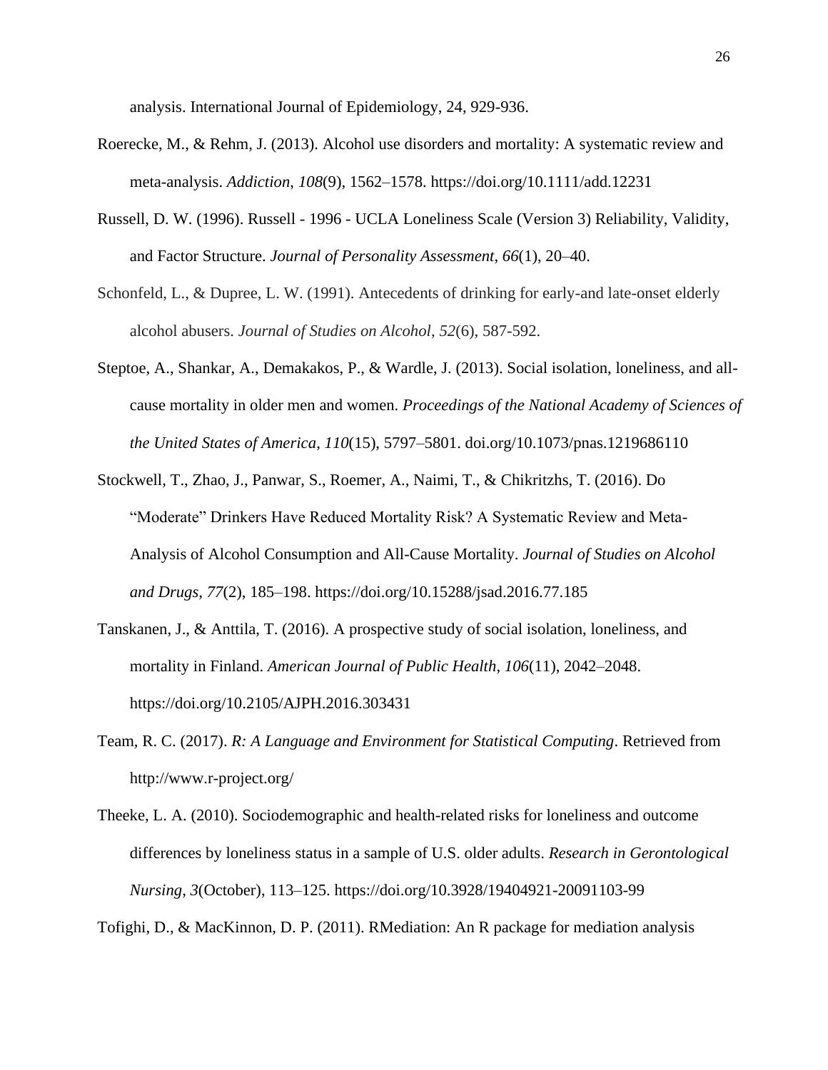analysis. International Journal of Epidemiology, 24, 929-936.

Roerecke, M., & Rehm, J. (2013). Alcohol use disorders and mortality: A systematic review and meta-analysis. *Addiction*, *108*(9), 1562–1578. https://doi.org/10.1111/add.12231

Russell, D. W. (1996). Russell - 1996 - UCLA Loneliness Scale (Version 3) Reliability, Validity, and Factor Structure. *Journal of Personality Assessment*, *66*(1), 20–40.

Schonfeld, L., & Dupree, L. W. (1991). Antecedents of drinking for early-and late-onset elderly alcohol abusers. *Journal of Studies on Alcohol*, *52*(6), 587-592.

Steptoe, A., Shankar, A., Demakakos, P., & Wardle, J. (2013). Social isolation, loneliness, and all-cause mortality in older men and women. *Proceedings of the National Academy of Sciences of the United States of America*, *110*(15), 5797–5801. doi.org/10.1073/pnas.1219686110

Stockwell, T., Zhao, J., Panwar, S., Roemer, A., Naimi, T., & Chikritzhs, T. (2016). Do "Moderate" Drinkers Have Reduced Mortality Risk? A Systematic Review and Meta-Analysis of Alcohol Consumption and All-Cause Mortality. *Journal of Studies on Alcohol and Drugs*, *77*(2), 185–198. https://doi.org/10.15288/jsad.2016.77.185

Tanskanen, J., & Anttila, T. (2016). A prospective study of social isolation, loneliness, and mortality in Finland. *American Journal of Public Health*, *106*(11), 2042–2048. https://doi.org/10.2105/AJPH.2016.303431

Team, R. C. (2017). *R: A Language and Environment for Statistical Computing*. Retrieved from http://www.r-project.org/

Theeke, L. A. (2010). Sociodemographic and health-related risks for loneliness and outcome differences by loneliness status in a sample of U.S. older adults. *Research in Gerontological Nursing*, *3*(October), 113–125. https://doi.org/10.3928/19404921-20091103-99

Tofighi, D., & MacKinnon, D. P. (2011). RMediation: An R package for mediation analysis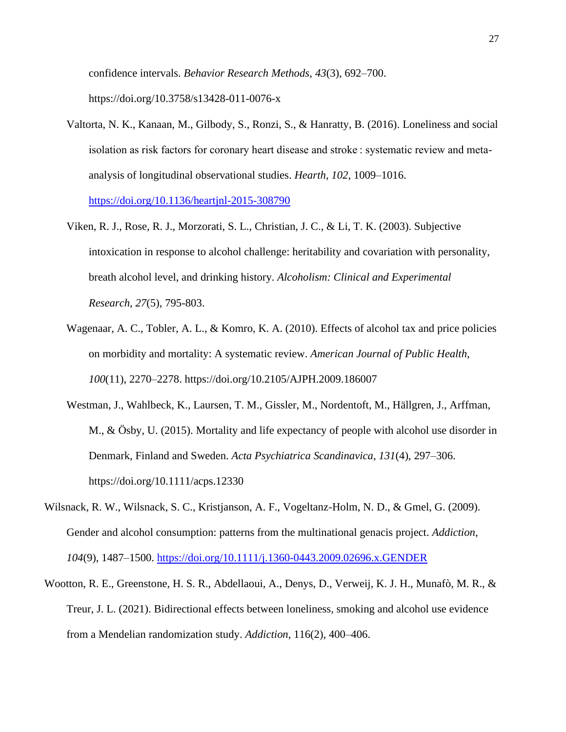confidence intervals. *Behavior Research Methods*, *43*(3), 692–700. https://doi.org/10.3758/s13428-011-0076-x

Valtorta, N. K., Kanaan, M., Gilbody, S., Ronzi, S., & Hanratty, B. (2016). Loneliness and social isolation as risk factors for coronary heart disease and stroke : systematic review and meta-analysis of longitudinal observational studies. *Hearth*, *102*, 1009–1016. https://doi.org/10.1136/heartjnl-2015-308790

Viken, R. J., Rose, R. J., Morzorati, S. L., Christian, J. C., & Li, T. K. (2003). Subjective intoxication in response to alcohol challenge: heritability and covariation with personality, breath alcohol level, and drinking history. *Alcoholism: Clinical and Experimental Research*, *27*(5), 795-803.

Wagenaar, A. C., Tobler, A. L., & Komro, K. A. (2010). Effects of alcohol tax and price policies on morbidity and mortality: A systematic review. *American Journal of Public Health*, *100*(11), 2270–2278. https://doi.org/10.2105/AJPH.2009.186007

Westman, J., Wahlbeck, K., Laursen, T. M., Gissler, M., Nordentoft, M., Hällgren, J., Arffman, M., & Ösby, U. (2015). Mortality and life expectancy of people with alcohol use disorder in Denmark, Finland and Sweden. *Acta Psychiatrica Scandinavica, 131*(4), 297–306. https://doi.org/10.1111/acps.12330

Wilsnack, R. W., Wilsnack, S. C., Kristjanson, A. F., Vogeltanz-Holm, N. D., & Gmel, G. (2009). Gender and alcohol consumption: patterns from the multinational genacis project. *Addiction*, *104*(9), 1487–1500. https://doi.org/10.1111/j.1360-0443.2009.02696.x.GENDER

Wootton, R. E., Greenstone, H. S. R., Abdellaoui, A., Denys, D., Verweij, K. J. H., Munafò, M. R., & Treur, J. L. (2021). Bidirectional effects between loneliness, smoking and alcohol use evidence from a Mendelian randomization study. *Addiction*, 116(2), 400–406.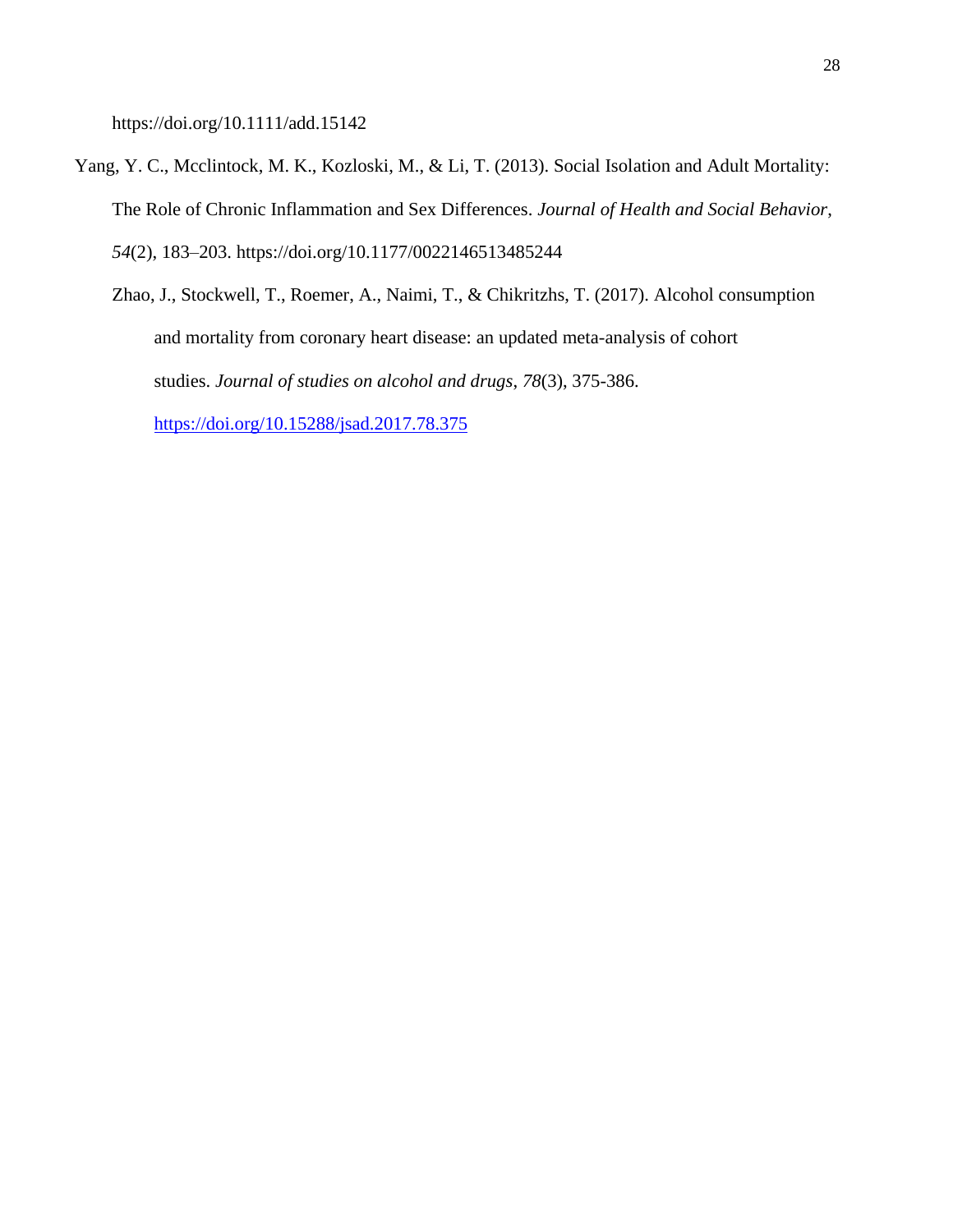https://doi.org/10.1111/add.15142

Yang, Y. C., Mcclintock, M. K., Kozloski, M., & Li, T. (2013). Social Isolation and Adult Mortality: The Role of Chronic Inflammation and Sex Differences. *Journal of Health and Social Behavior*, *54*(2), 183–203. https://doi.org/10.1177/0022146513485244

Zhao, J., Stockwell, T., Roemer, A., Naimi, T., & Chikritzhs, T. (2017). Alcohol consumption and mortality from coronary heart disease: an updated meta-analysis of cohort studies. *Journal of studies on alcohol and drugs*, *78*(3), 375-386. https://doi.org/10.15288/jsad.2017.78.375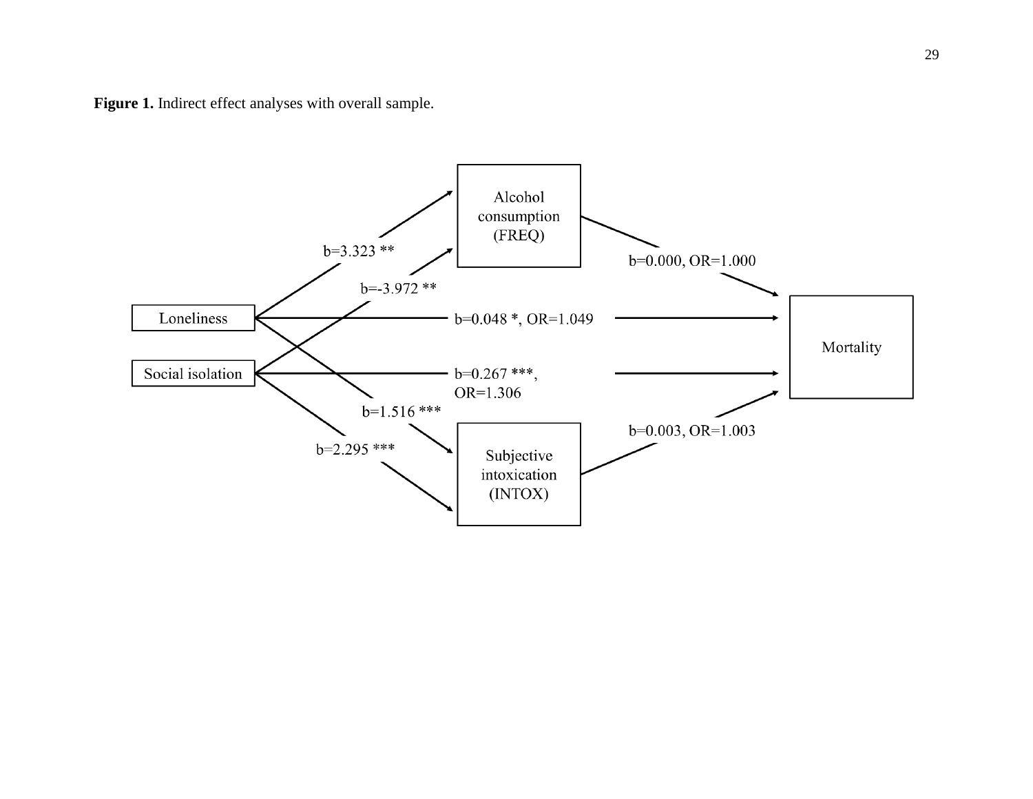**Figure 1.** Indirect effect analyses with overall sample.

Alcohol consumption (FREQ)

Loneliness

Social isolation

Mortality

Subjective intoxication (INTOX)

b=3.323 **

b=-3.972 **

b=0.000, OR=1.000

b=0.048 *, OR=1.049

b=0.267 ***, OR=1.306

b=1.516 ***

b=2.295 ***

b=0.003, OR=1.003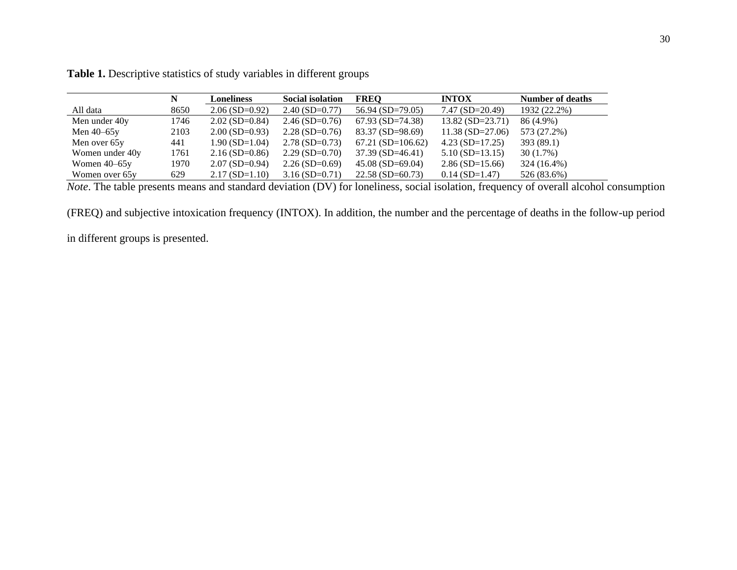**Table 1.** Descriptive statistics of study variables in different groups

| | N | Loneliness | Social isolation | FREQ | INTOX | Number of deaths |
|---|---|---|---|---|---|---|
| All data | 8650 | 2.06 (SD=0.92) | 2.40 (SD=0.77) | 56.94 (SD=79.05) | 7.47 (SD=20.49) | 1932 (22.2%) |
| Men under 40y | 1746 | 2.02 (SD=0.84) | 2.46 (SD=0.76) | 67.93 (SD=74.38) | 13.82 (SD=23.71) | 86 (4.9%) |
| Men 40–65y | 2103 | 2.00 (SD=0.93) | 2.28 (SD=0.76) | 83.37 (SD=98.69) | 11.38 (SD=27.06) | 573 (27.2%) |
| Men over 65y | 441 | 1.90 (SD=1.04) | 2.78 (SD=0.73) | 67.21 (SD=106.62) | 4.23 (SD=17.25) | 393 (89.1) |
| Women under 40y | 1761 | 2.16 (SD=0.86) | 2.29 (SD=0.70) | 37.39 (SD=46.41) | 5.10 (SD=13.15) | 30 (1.7%) |
| Women 40–65y | 1970 | 2.07 (SD=0.94) | 2.26 (SD=0.69) | 45.08 (SD=69.04) | 2.86 (SD=15.66) | 324 (16.4%) |
| Women over 65y | 629 | 2.17 (SD=1.10) | 3.16 (SD=0.71) | 22.58 (SD=60.73) | 0.14 (SD=1.47) | 526 (83.6%) |

*Note*. The table presents means and standard deviation (DV) for loneliness, social isolation, frequency of overall alcohol consumption (FREQ) and subjective intoxication frequency (INTOX). In addition, the number and the percentage of deaths in the follow-up period in different groups is presented.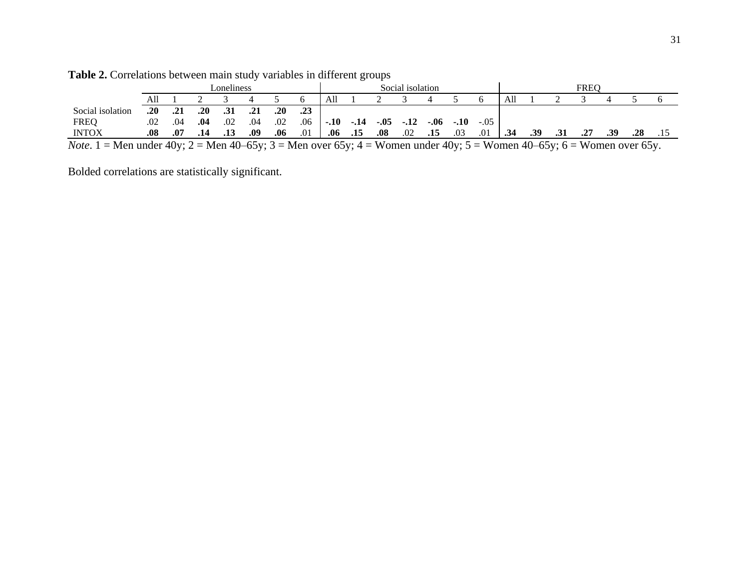**Table 2.** Correlations between main study variables in different groups

| | Loneliness | | | | | | | Social isolation | | | | | | | FREQ | | | | | | |
|---|---|---|---|---|---|---|---|---|---|---|---|---|---|---|---|---|---|---|---|---|---|
| | All | 1 | 2 | 3 | 4 | 5 | 6 | All | 1 | 2 | 3 | 4 | 5 | 6 | All | 1 | 2 | 3 | 4 | 5 | 6 |
| Social isolation | **.20** | **.21** | **.20** | **.31** | **.21** | **.20** | **.23** | | | | | | | | | | | | | | |
| FREQ | .02 | .04 | **.04** | .02 | .04 | .02 | .06 | **-.10** | **-.14** | **-.05** | **-.12** | **-.06** | **-.10** | -.05 | | | | | | | |
| INTOX | **.08** | **.07** | **.14** | **.13** | **.09** | **.06** | .01 | **.06** | **.15** | **.08** | .02 | **.15** | .03 | .01 | **.34** | **.39** | **.31** | **.27** | **.39** | **.28** | .15 |

*Note*. 1 = Men under 40y; 2 = Men 40–65y; 3 = Men over 65y; 4 = Women under 40y; 5 = Women 40–65y; 6 = Women over 65y.

Bolded correlations are statistically significant.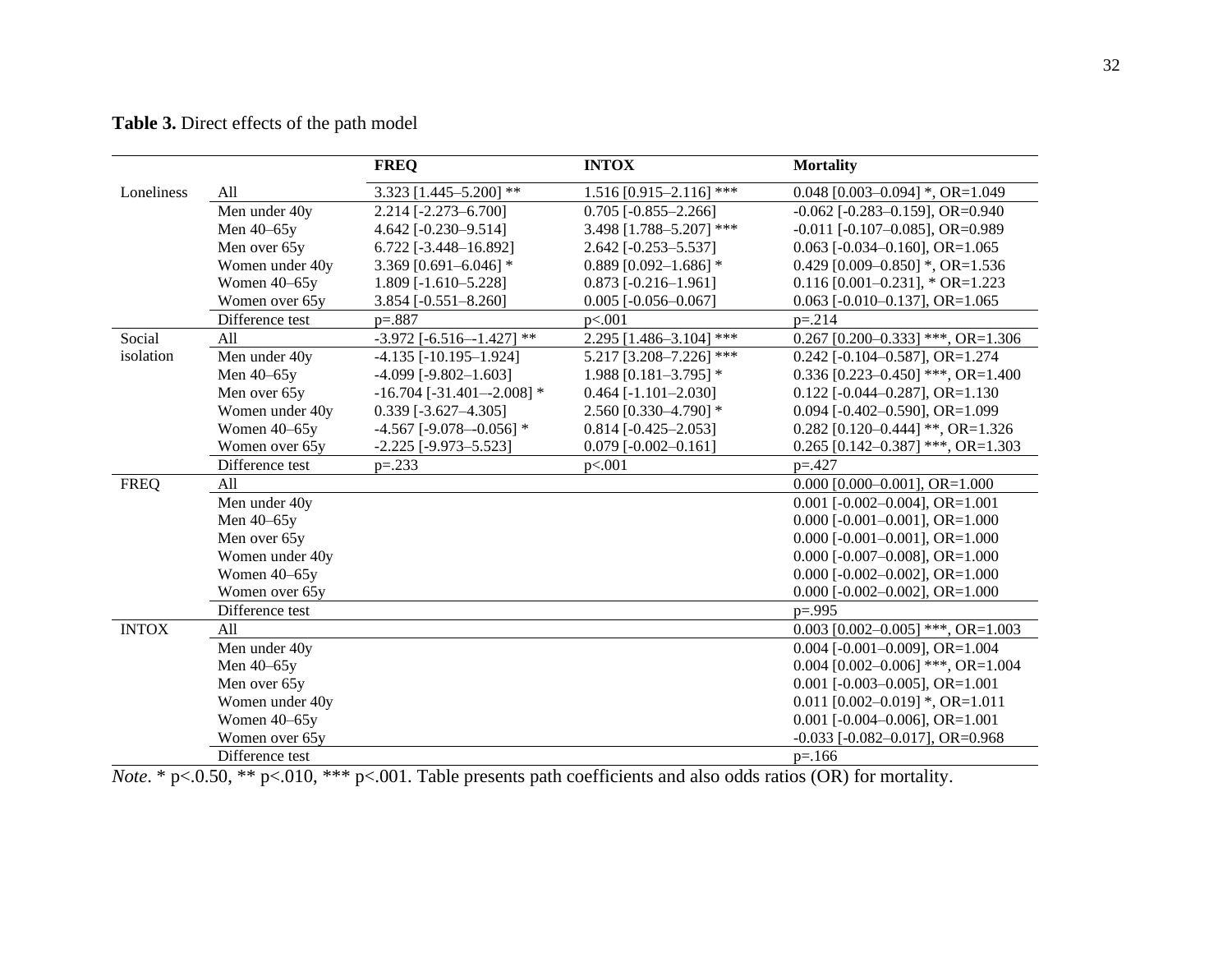**Table 3.** Direct effects of the path model

| | | FREQ | INTOX | Mortality |
|---|---|---|---|---|
| Loneliness | All | 3.323 [1.445–5.200] ** | 1.516 [0.915–2.116] *** | 0.048 [0.003–0.094] *, OR=1.049 |
| | Men under 40y | 2.214 [-2.273–6.700] | 0.705 [-0.855–2.266] | -0.062 [-0.283–0.159], OR=0.940 |
| | Men 40–65y | 4.642 [-0.230–9.514] | 3.498 [1.788–5.207] *** | -0.011 [-0.107–0.085], OR=0.989 |
| | Men over 65y | 6.722 [-3.448–16.892] | 2.642 [-0.253–5.537] | 0.063 [-0.034–0.160], OR=1.065 |
| | Women under 40y | 3.369 [0.691–6.046] * | 0.889 [0.092–1.686] * | 0.429 [0.009–0.850] *, OR=1.536 |
| | Women 40–65y | 1.809 [-1.610–5.228] | 0.873 [-0.216–1.961] | 0.116 [0.001–0.231], * OR=1.223 |
| | Women over 65y | 3.854 [-0.551–8.260] | 0.005 [-0.056–0.067] | 0.063 [-0.010–0.137], OR=1.065 |
| | Difference test | p=.887 | p<.001 | p=.214 |
| Social isolation | All | -3.972 [-6.516–-1.427] ** | 2.295 [1.486–3.104] *** | 0.267 [0.200–0.333] ***, OR=1.306 |
| | Men under 40y | -4.135 [-10.195–1.924] | 5.217 [3.208–7.226] *** | 0.242 [-0.104–0.587], OR=1.274 |
| | Men 40–65y | -4.099 [-9.802–1.603] | 1.988 [0.181–3.795] * | 0.336 [0.223–0.450] ***, OR=1.400 |
| | Men over 65y | -16.704 [-31.401–-2.008] * | 0.464 [-1.101–2.030] | 0.122 [-0.044–0.287], OR=1.130 |
| | Women under 40y | 0.339 [-3.627–4.305] | 2.560 [0.330–4.790] * | 0.094 [-0.402–0.590], OR=1.099 |
| | Women 40–65y | -4.567 [-9.078–-0.056] * | 0.814 [-0.425–2.053] | 0.282 [0.120–0.444] **, OR=1.326 |
| | Women over 65y | -2.225 [-9.973–5.523] | 0.079 [-0.002–0.161] | 0.265 [0.142–0.387] ***, OR=1.303 |
| | Difference test | p=.233 | p<.001 | p=.427 |
| FREQ | All | | | 0.000 [0.000–0.001], OR=1.000 |
| | Men under 40y | | | 0.001 [-0.002–0.004], OR=1.001 |
| | Men 40–65y | | | 0.000 [-0.001–0.001], OR=1.000 |
| | Men over 65y | | | 0.000 [-0.001–0.001], OR=1.000 |
| | Women under 40y | | | 0.000 [-0.007–0.008], OR=1.000 |
| | Women 40–65y | | | 0.000 [-0.002–0.002], OR=1.000 |
| | Women over 65y | | | 0.000 [-0.002–0.002], OR=1.000 |
| | Difference test | | | p=.995 |
| INTOX | All | | | 0.003 [0.002–0.005] ***, OR=1.003 |
| | Men under 40y | | | 0.004 [-0.001–0.009], OR=1.004 |
| | Men 40–65y | | | 0.004 [0.002–0.006] ***, OR=1.004 |
| | Men over 65y | | | 0.001 [-0.003–0.005], OR=1.001 |
| | Women under 40y | | | 0.011 [0.002–0.019] *, OR=1.011 |
| | Women 40–65y | | | 0.001 [-0.004–0.006], OR=1.001 |
| | Women over 65y | | | -0.033 [-0.082–0.017], OR=0.968 |
| | Difference test | | | p=.166 |

*Note*. * p<.0.50, ** p<.010, *** p<.001. Table presents path coefficients and also odds ratios (OR) for mortality.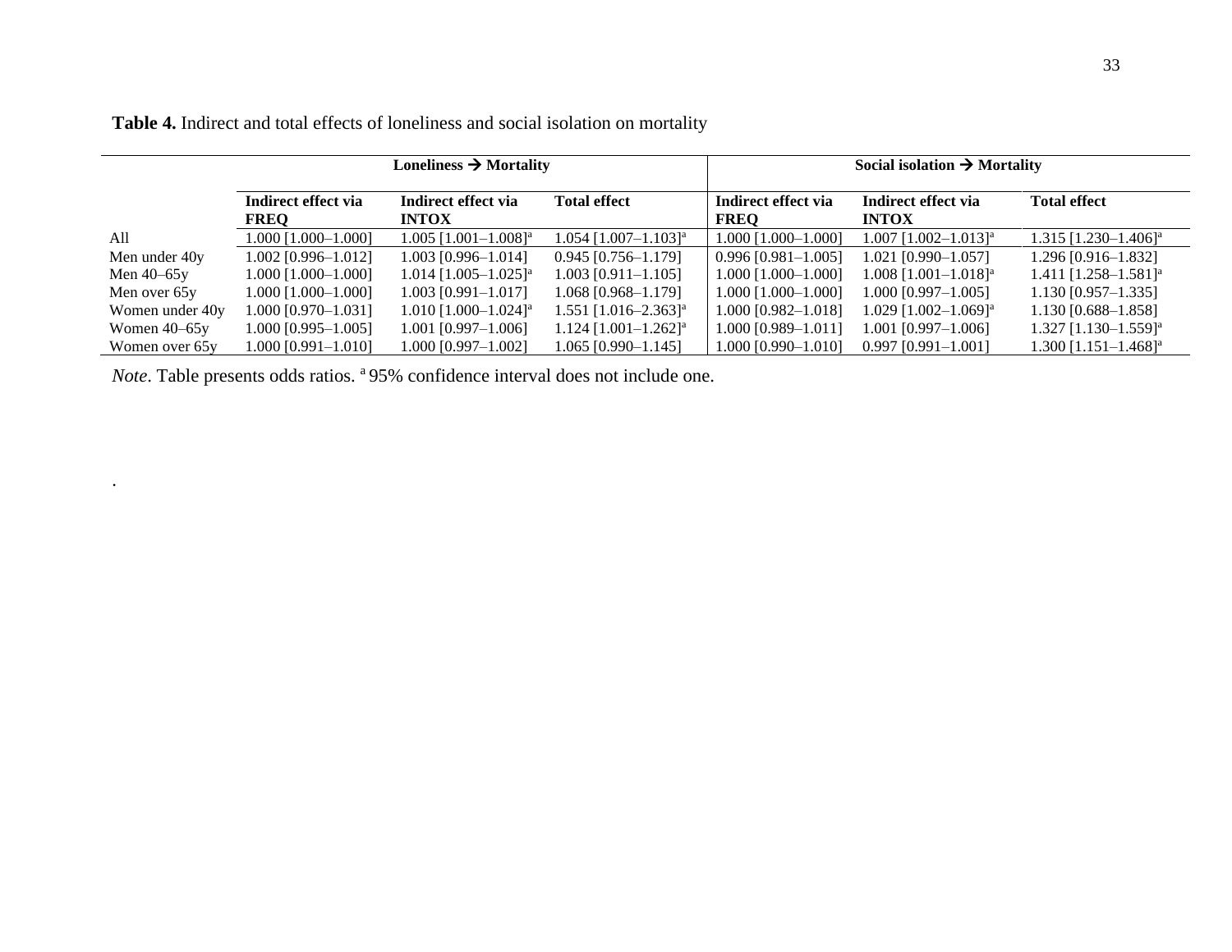**Table 4.** Indirect and total effects of loneliness and social isolation on mortality

| | Loneliness → Mortality | | | Social isolation → Mortality | | |
|---|---|---|---|---|---|---|
| | Indirect effect via FREQ | Indirect effect via INTOX | Total effect | Indirect effect via FREQ | Indirect effect via INTOX | Total effect |
| All | 1.000 [1.000–1.000] | 1.005 [1.001–1.008][a] | 1.054 [1.007–1.103][a] | 1.000 [1.000–1.000] | 1.007 [1.002–1.013][a] | 1.315 [1.230–1.406][a] |
| Men under 40y | 1.002 [0.996–1.012] | 1.003 [0.996–1.014] | 0.945 [0.756–1.179] | 0.996 [0.981–1.005] | 1.021 [0.990–1.057] | 1.296 [0.916–1.832] |
| Men 40–65y | 1.000 [1.000–1.000] | 1.014 [1.005–1.025][a] | 1.003 [0.911–1.105] | 1.000 [1.000–1.000] | 1.008 [1.001–1.018][a] | 1.411 [1.258–1.581][a] |
| Men over 65y | 1.000 [1.000–1.000] | 1.003 [0.991–1.017] | 1.068 [0.968–1.179] | 1.000 [1.000–1.000] | 1.000 [0.997–1.005] | 1.130 [0.957–1.335] |
| Women under 40y | 1.000 [0.970–1.031] | 1.010 [1.000–1.024][a] | 1.551 [1.016–2.363][a] | 1.000 [0.982–1.018] | 1.029 [1.002–1.069][a] | 1.130 [0.688–1.858] |
| Women 40–65y | 1.000 [0.995–1.005] | 1.001 [0.997–1.006] | 1.124 [1.001–1.262][a] | 1.000 [0.989–1.011] | 1.001 [0.997–1.006] | 1.327 [1.130–1.559][a] |
| Women over 65y | 1.000 [0.991–1.010] | 1.000 [0.997–1.002] | 1.065 [0.990–1.145] | 1.000 [0.990–1.010] | 0.997 [0.991–1.001] | 1.300 [1.151–1.468][a] |

*Note*. Table presents odds ratios. [a] 95% confidence interval does not include one.

.